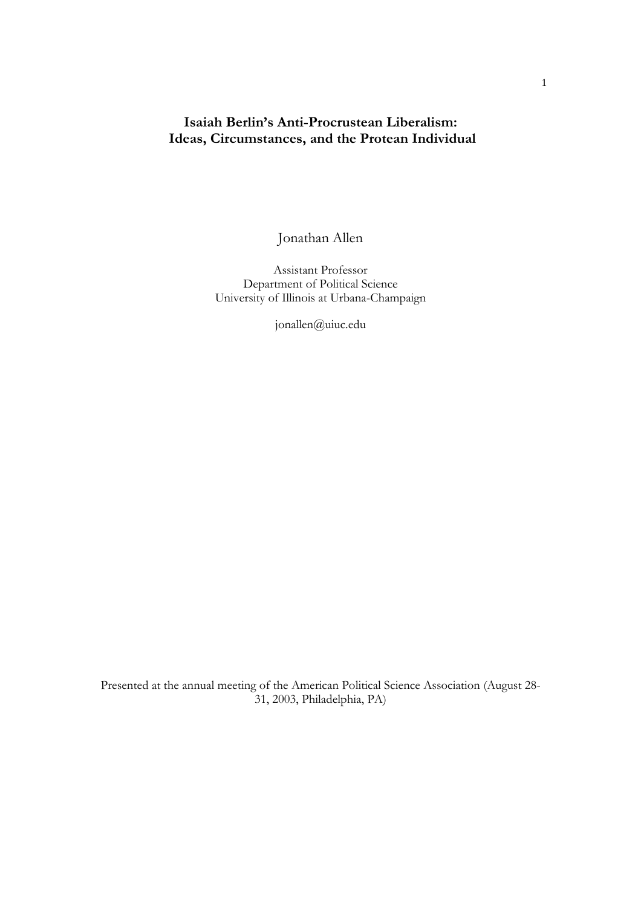# Isaiah Berlin's Anti-Procrustean Liberalism: Ideas, Circumstances, and the Protean Individual

Jonathan Allen

Assistant Professor
Department of Political Science
University of Illinois at Urbana-Champaign

jonallen@uiuc.edu

Presented at the annual meeting of the American Political Science Association (August 28-31, 2003, Philadelphia, PA)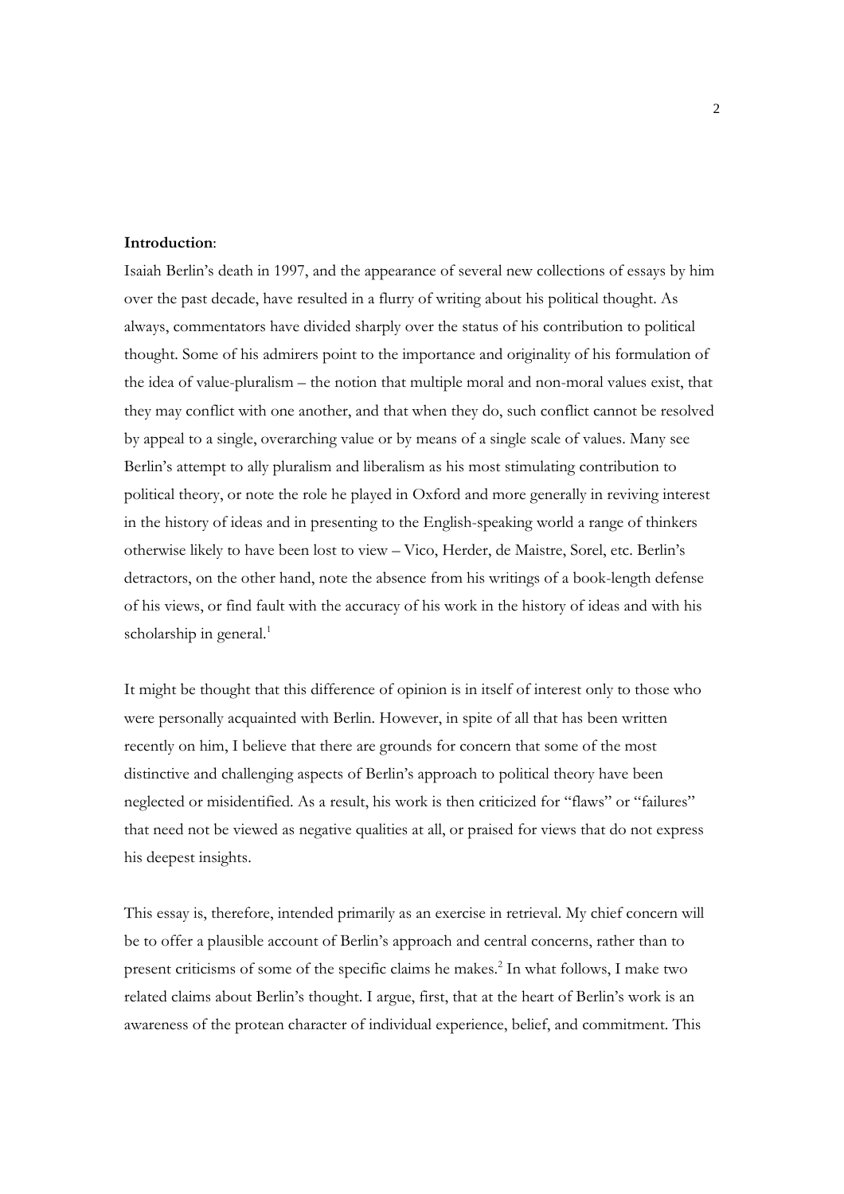**Introduction**:

Isaiah Berlin's death in 1997, and the appearance of several new collections of essays by him over the past decade, have resulted in a flurry of writing about his political thought. As always, commentators have divided sharply over the status of his contribution to political thought. Some of his admirers point to the importance and originality of his formulation of the idea of value-pluralism – the notion that multiple moral and non-moral values exist, that they may conflict with one another, and that when they do, such conflict cannot be resolved by appeal to a single, overarching value or by means of a single scale of values. Many see Berlin's attempt to ally pluralism and liberalism as his most stimulating contribution to political theory, or note the role he played in Oxford and more generally in reviving interest in the history of ideas and in presenting to the English-speaking world a range of thinkers otherwise likely to have been lost to view – Vico, Herder, de Maistre, Sorel, etc. Berlin's detractors, on the other hand, note the absence from his writings of a book-length defense of his views, or find fault with the accuracy of his work in the history of ideas and with his scholarship in general.[1]

It might be thought that this difference of opinion is in itself of interest only to those who were personally acquainted with Berlin. However, in spite of all that has been written recently on him, I believe that there are grounds for concern that some of the most distinctive and challenging aspects of Berlin's approach to political theory have been neglected or misidentified. As a result, his work is then criticized for "flaws" or "failures" that need not be viewed as negative qualities at all, or praised for views that do not express his deepest insights.

This essay is, therefore, intended primarily as an exercise in retrieval. My chief concern will be to offer a plausible account of Berlin's approach and central concerns, rather than to present criticisms of some of the specific claims he makes.[2] In what follows, I make two related claims about Berlin's thought. I argue, first, that at the heart of Berlin's work is an awareness of the protean character of individual experience, belief, and commitment. This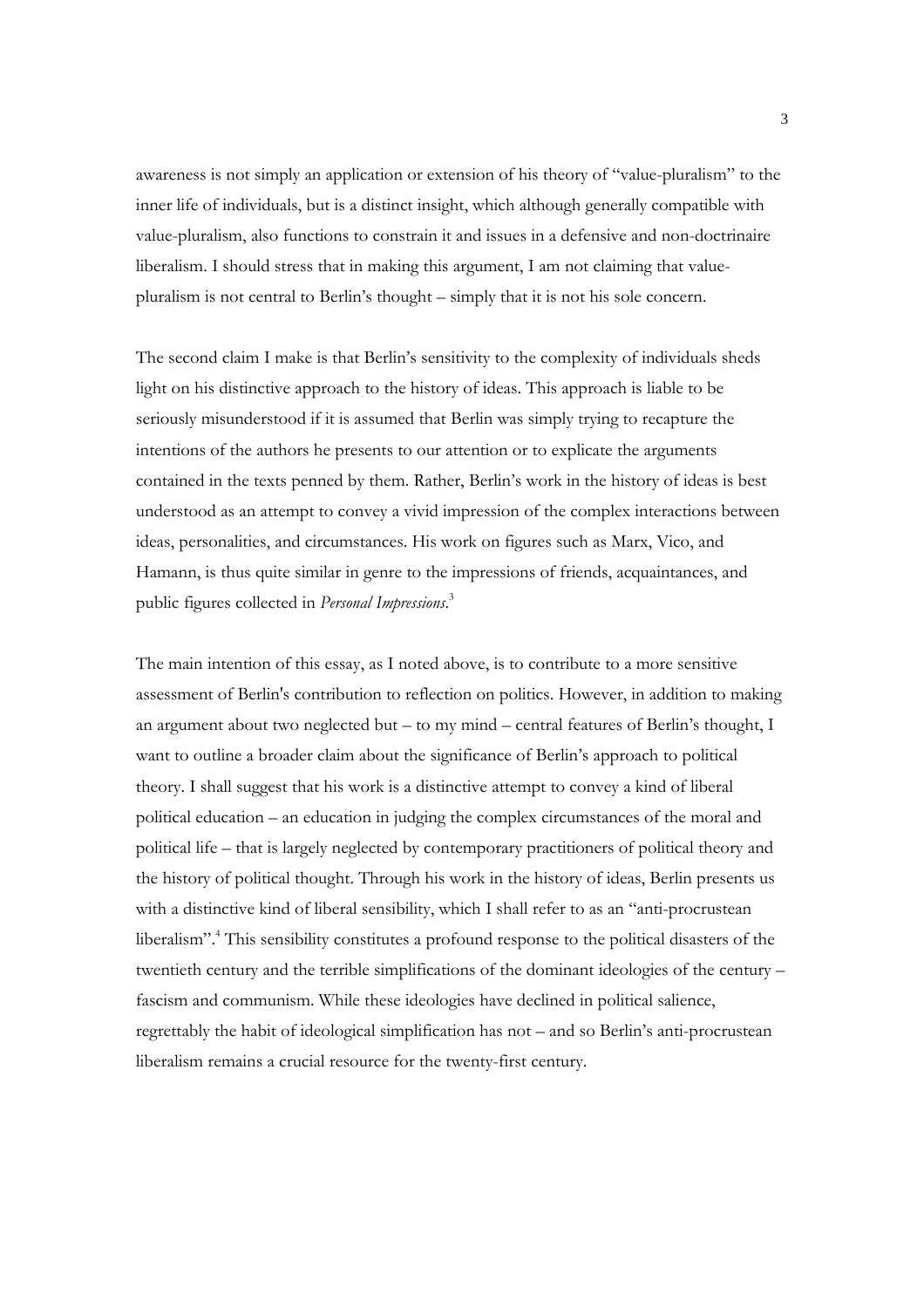awareness is not simply an application or extension of his theory of "value-pluralism" to the inner life of individuals, but is a distinct insight, which although generally compatible with value-pluralism, also functions to constrain it and issues in a defensive and non-doctrinaire liberalism. I should stress that in making this argument, I am not claiming that value-pluralism is not central to Berlin's thought – simply that it is not his sole concern.

The second claim I make is that Berlin's sensitivity to the complexity of individuals sheds light on his distinctive approach to the history of ideas. This approach is liable to be seriously misunderstood if it is assumed that Berlin was simply trying to recapture the intentions of the authors he presents to our attention or to explicate the arguments contained in the texts penned by them. Rather, Berlin's work in the history of ideas is best understood as an attempt to convey a vivid impression of the complex interactions between ideas, personalities, and circumstances. His work on figures such as Marx, Vico, and Hamann, is thus quite similar in genre to the impressions of friends, acquaintances, and public figures collected in *Personal Impressions*.[3]

The main intention of this essay, as I noted above, is to contribute to a more sensitive assessment of Berlin's contribution to reflection on politics. However, in addition to making an argument about two neglected but – to my mind – central features of Berlin's thought, I want to outline a broader claim about the significance of Berlin's approach to political theory. I shall suggest that his work is a distinctive attempt to convey a kind of liberal political education – an education in judging the complex circumstances of the moral and political life – that is largely neglected by contemporary practitioners of political theory and the history of political thought. Through his work in the history of ideas, Berlin presents us with a distinctive kind of liberal sensibility, which I shall refer to as an "anti-procrustean liberalism".[4] This sensibility constitutes a profound response to the political disasters of the twentieth century and the terrible simplifications of the dominant ideologies of the century – fascism and communism. While these ideologies have declined in political salience, regrettably the habit of ideological simplification has not – and so Berlin's anti-procrustean liberalism remains a crucial resource for the twenty-first century.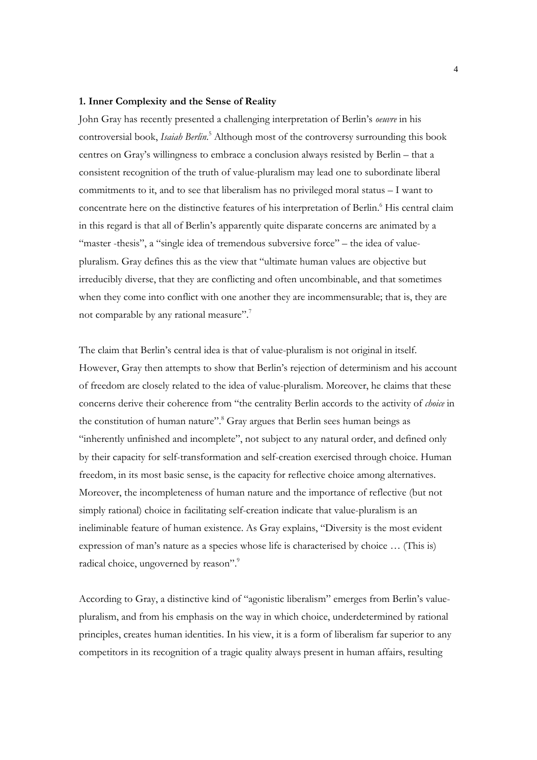## 1. Inner Complexity and the Sense of Reality

John Gray has recently presented a challenging interpretation of Berlin's *oeuvre* in his controversial book, *Isaiah Berlin*.[5] Although most of the controversy surrounding this book centres on Gray's willingness to embrace a conclusion always resisted by Berlin – that a consistent recognition of the truth of value-pluralism may lead one to subordinate liberal commitments to it, and to see that liberalism has no privileged moral status – I want to concentrate here on the distinctive features of his interpretation of Berlin.[6] His central claim in this regard is that all of Berlin's apparently quite disparate concerns are animated by a "master -thesis", a "single idea of tremendous subversive force" – the idea of value-pluralism. Gray defines this as the view that "ultimate human values are objective but irreducibly diverse, that they are conflicting and often uncombinable, and that sometimes when they come into conflict with one another they are incommensurable; that is, they are not comparable by any rational measure".[7]

The claim that Berlin's central idea is that of value-pluralism is not original in itself. However, Gray then attempts to show that Berlin's rejection of determinism and his account of freedom are closely related to the idea of value-pluralism. Moreover, he claims that these concerns derive their coherence from "the centrality Berlin accords to the activity of *choice* in the constitution of human nature".[8] Gray argues that Berlin sees human beings as "inherently unfinished and incomplete", not subject to any natural order, and defined only by their capacity for self-transformation and self-creation exercised through choice. Human freedom, in its most basic sense, is the capacity for reflective choice among alternatives. Moreover, the incompleteness of human nature and the importance of reflective (but not simply rational) choice in facilitating self-creation indicate that value-pluralism is an ineliminable feature of human existence. As Gray explains, "Diversity is the most evident expression of man's nature as a species whose life is characterised by choice … (This is) radical choice, ungoverned by reason".[9]

According to Gray, a distinctive kind of "agonistic liberalism" emerges from Berlin's value-pluralism, and from his emphasis on the way in which choice, underdetermined by rational principles, creates human identities. In his view, it is a form of liberalism far superior to any competitors in its recognition of a tragic quality always present in human affairs, resulting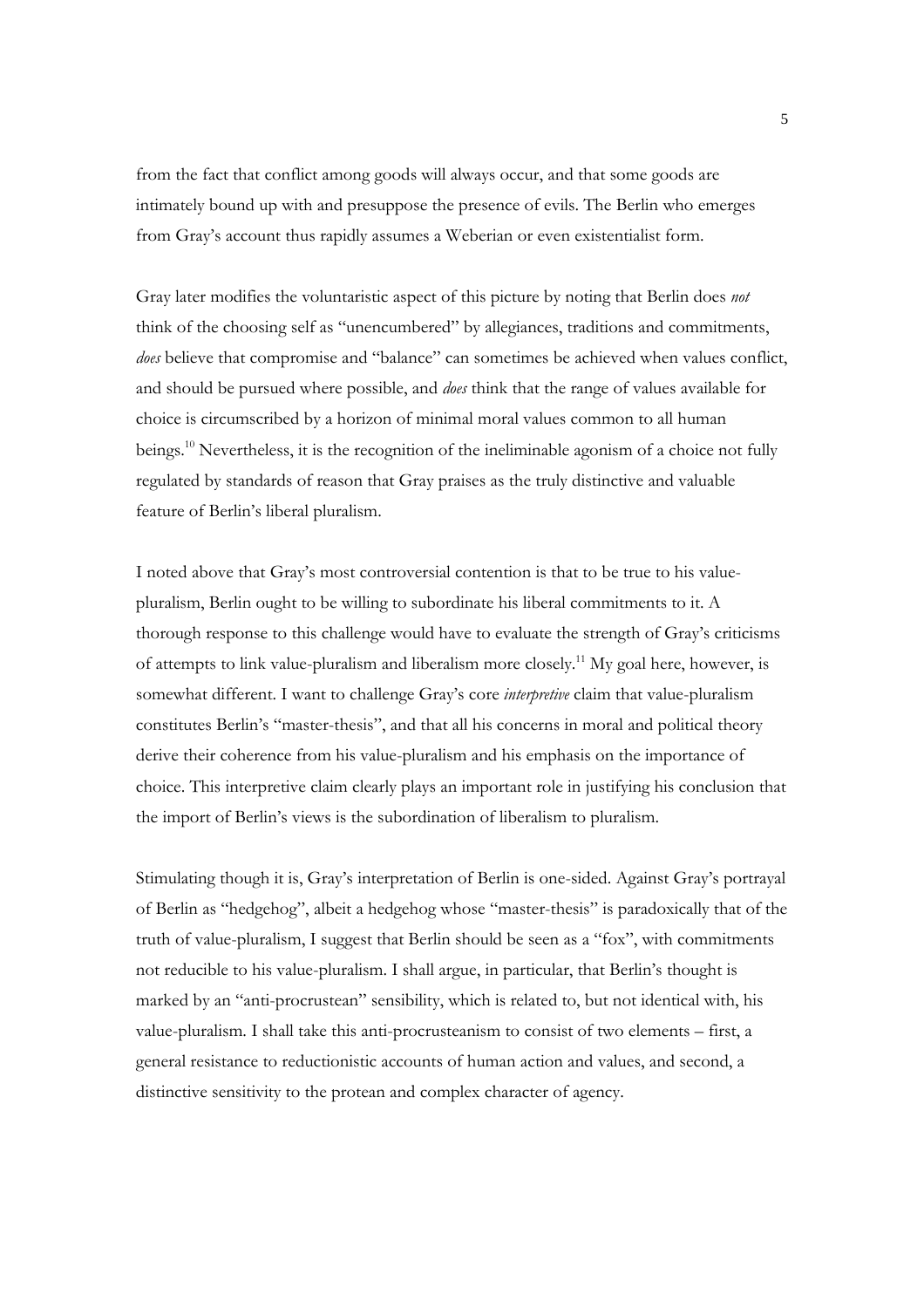from the fact that conflict among goods will always occur, and that some goods are intimately bound up with and presuppose the presence of evils. The Berlin who emerges from Gray's account thus rapidly assumes a Weberian or even existentialist form.

Gray later modifies the voluntaristic aspect of this picture by noting that Berlin does *not* think of the choosing self as "unencumbered" by allegiances, traditions and commitments, *does* believe that compromise and "balance" can sometimes be achieved when values conflict, and should be pursued where possible, and *does* think that the range of values available for choice is circumscribed by a horizon of minimal moral values common to all human beings.[10] Nevertheless, it is the recognition of the ineliminable agonism of a choice not fully regulated by standards of reason that Gray praises as the truly distinctive and valuable feature of Berlin's liberal pluralism.

I noted above that Gray's most controversial contention is that to be true to his value-pluralism, Berlin ought to be willing to subordinate his liberal commitments to it. A thorough response to this challenge would have to evaluate the strength of Gray's criticisms of attempts to link value-pluralism and liberalism more closely.[11] My goal here, however, is somewhat different. I want to challenge Gray's core *interpretive* claim that value-pluralism constitutes Berlin's "master-thesis", and that all his concerns in moral and political theory derive their coherence from his value-pluralism and his emphasis on the importance of choice. This interpretive claim clearly plays an important role in justifying his conclusion that the import of Berlin's views is the subordination of liberalism to pluralism.

Stimulating though it is, Gray's interpretation of Berlin is one-sided. Against Gray's portrayal of Berlin as "hedgehog", albeit a hedgehog whose "master-thesis" is paradoxically that of the truth of value-pluralism, I suggest that Berlin should be seen as a "fox", with commitments not reducible to his value-pluralism. I shall argue, in particular, that Berlin's thought is marked by an "anti-procrustean" sensibility, which is related to, but not identical with, his value-pluralism. I shall take this anti-procrusteanism to consist of two elements – first, a general resistance to reductionistic accounts of human action and values, and second, a distinctive sensitivity to the protean and complex character of agency.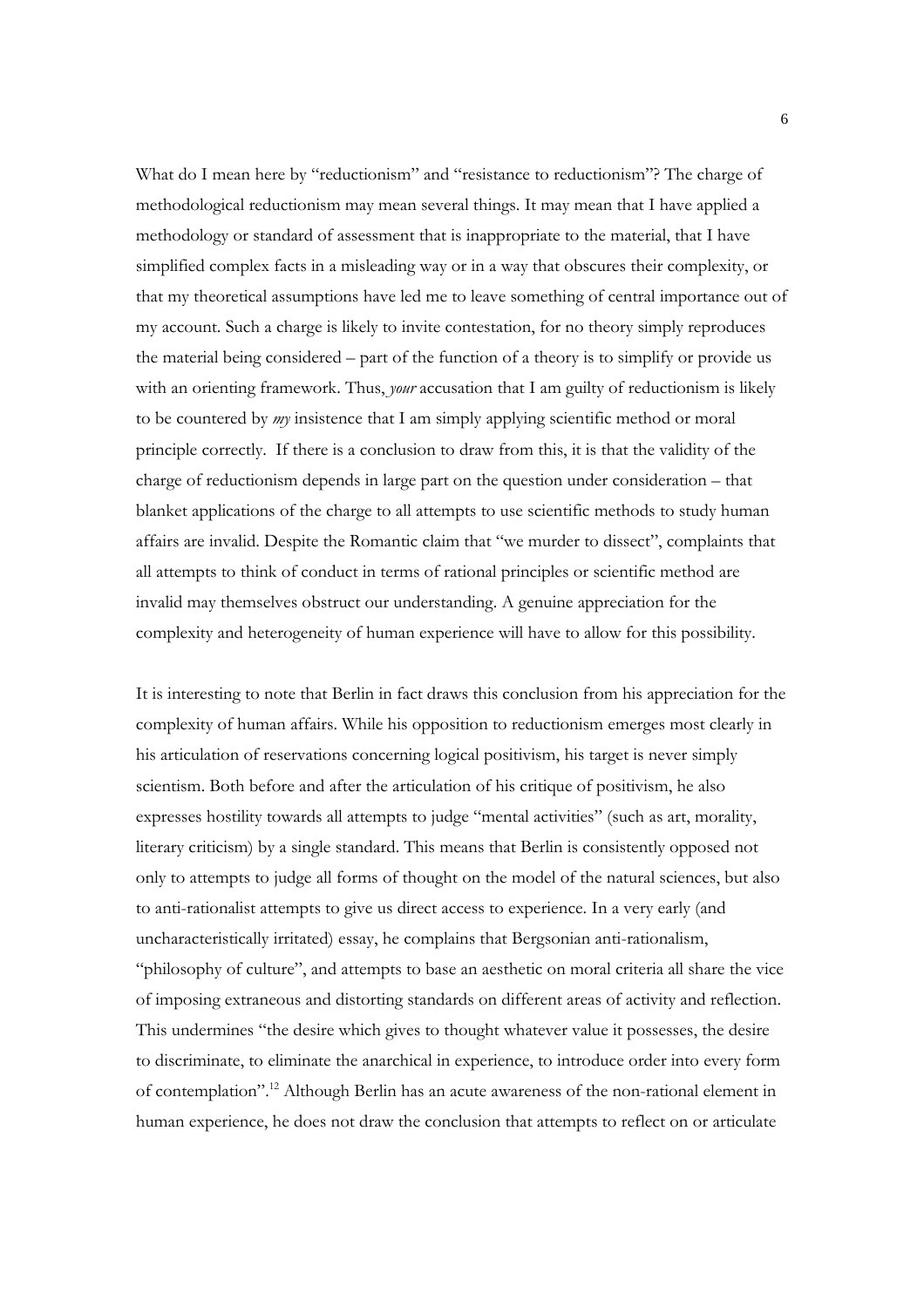What do I mean here by "reductionism" and "resistance to reductionism"? The charge of methodological reductionism may mean several things. It may mean that I have applied a methodology or standard of assessment that is inappropriate to the material, that I have simplified complex facts in a misleading way or in a way that obscures their complexity, or that my theoretical assumptions have led me to leave something of central importance out of my account. Such a charge is likely to invite contestation, for no theory simply reproduces the material being considered – part of the function of a theory is to simplify or provide us with an orienting framework. Thus, *your* accusation that I am guilty of reductionism is likely to be countered by *my* insistence that I am simply applying scientific method or moral principle correctly. If there is a conclusion to draw from this, it is that the validity of the charge of reductionism depends in large part on the question under consideration – that blanket applications of the charge to all attempts to use scientific methods to study human affairs are invalid. Despite the Romantic claim that "we murder to dissect", complaints that all attempts to think of conduct in terms of rational principles or scientific method are invalid may themselves obstruct our understanding. A genuine appreciation for the complexity and heterogeneity of human experience will have to allow for this possibility.

It is interesting to note that Berlin in fact draws this conclusion from his appreciation for the complexity of human affairs. While his opposition to reductionism emerges most clearly in his articulation of reservations concerning logical positivism, his target is never simply scientism. Both before and after the articulation of his critique of positivism, he also expresses hostility towards all attempts to judge "mental activities" (such as art, morality, literary criticism) by a single standard. This means that Berlin is consistently opposed not only to attempts to judge all forms of thought on the model of the natural sciences, but also to anti-rationalist attempts to give us direct access to experience. In a very early (and uncharacteristically irritated) essay, he complains that Bergsonian anti-rationalism, "philosophy of culture", and attempts to base an aesthetic on moral criteria all share the vice of imposing extraneous and distorting standards on different areas of activity and reflection. This undermines "the desire which gives to thought whatever value it possesses, the desire to discriminate, to eliminate the anarchical in experience, to introduce order into every form of contemplation".[12] Although Berlin has an acute awareness of the non-rational element in human experience, he does not draw the conclusion that attempts to reflect on or articulate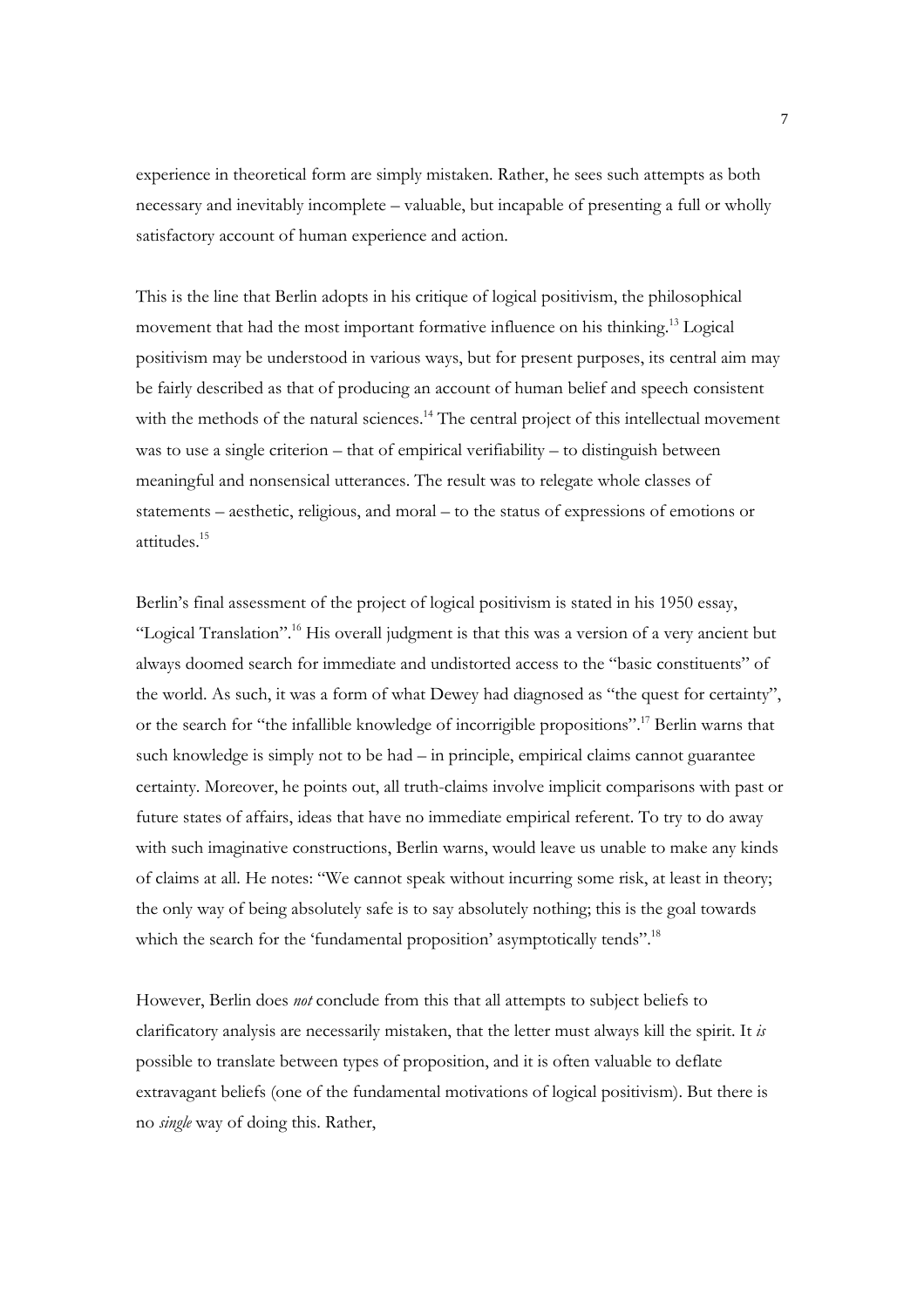experience in theoretical form are simply mistaken. Rather, he sees such attempts as both necessary and inevitably incomplete – valuable, but incapable of presenting a full or wholly satisfactory account of human experience and action.

This is the line that Berlin adopts in his critique of logical positivism, the philosophical movement that had the most important formative influence on his thinking.[13] Logical positivism may be understood in various ways, but for present purposes, its central aim may be fairly described as that of producing an account of human belief and speech consistent with the methods of the natural sciences.[14] The central project of this intellectual movement was to use a single criterion – that of empirical verifiability – to distinguish between meaningful and nonsensical utterances. The result was to relegate whole classes of statements – aesthetic, religious, and moral – to the status of expressions of emotions or attitudes.[15]

Berlin's final assessment of the project of logical positivism is stated in his 1950 essay, "Logical Translation".[16] His overall judgment is that this was a version of a very ancient but always doomed search for immediate and undistorted access to the "basic constituents" of the world. As such, it was a form of what Dewey had diagnosed as "the quest for certainty", or the search for "the infallible knowledge of incorrigible propositions".[17] Berlin warns that such knowledge is simply not to be had – in principle, empirical claims cannot guarantee certainty. Moreover, he points out, all truth-claims involve implicit comparisons with past or future states of affairs, ideas that have no immediate empirical referent. To try to do away with such imaginative constructions, Berlin warns, would leave us unable to make any kinds of claims at all. He notes: "We cannot speak without incurring some risk, at least in theory; the only way of being absolutely safe is to say absolutely nothing; this is the goal towards which the search for the 'fundamental proposition' asymptotically tends".[18]

However, Berlin does *not* conclude from this that all attempts to subject beliefs to clarificatory analysis are necessarily mistaken, that the letter must always kill the spirit. It *is* possible to translate between types of proposition, and it is often valuable to deflate extravagant beliefs (one of the fundamental motivations of logical positivism). But there is no *single* way of doing this. Rather,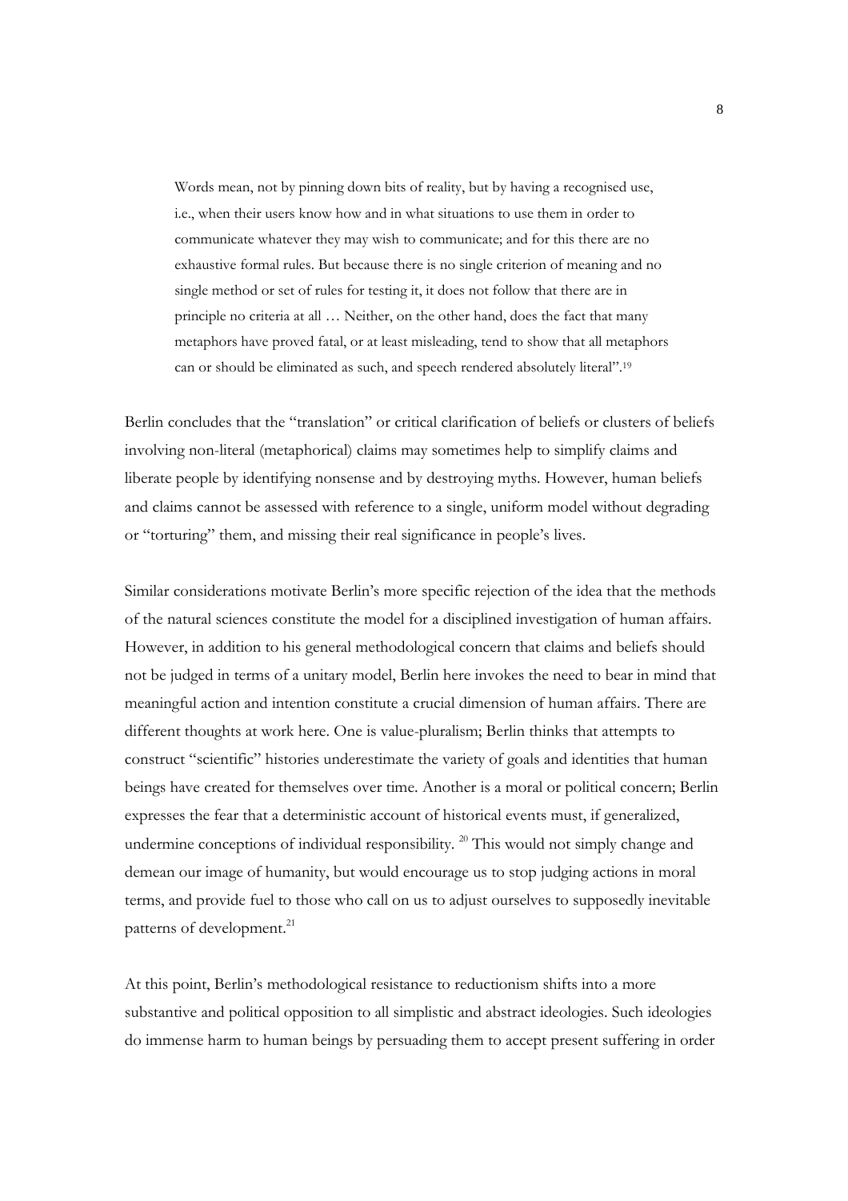> Words mean, not by pinning down bits of reality, but by having a recognised use, i.e., when their users know how and in what situations to use them in order to communicate whatever they may wish to communicate; and for this there are no exhaustive formal rules. But because there is no single criterion of meaning and no single method or set of rules for testing it, it does not follow that there are in principle no criteria at all … Neither, on the other hand, does the fact that many metaphors have proved fatal, or at least misleading, tend to show that all metaphors can or should be eliminated as such, and speech rendered absolutely literal".[19]

Berlin concludes that the "translation" or critical clarification of beliefs or clusters of beliefs involving non-literal (metaphorical) claims may sometimes help to simplify claims and liberate people by identifying nonsense and by destroying myths. However, human beliefs and claims cannot be assessed with reference to a single, uniform model without degrading or "torturing" them, and missing their real significance in people's lives.

Similar considerations motivate Berlin's more specific rejection of the idea that the methods of the natural sciences constitute the model for a disciplined investigation of human affairs. However, in addition to his general methodological concern that claims and beliefs should not be judged in terms of a unitary model, Berlin here invokes the need to bear in mind that meaningful action and intention constitute a crucial dimension of human affairs. There are different thoughts at work here. One is value-pluralism; Berlin thinks that attempts to construct "scientific" histories underestimate the variety of goals and identities that human beings have created for themselves over time. Another is a moral or political concern; Berlin expresses the fear that a deterministic account of historical events must, if generalized, undermine conceptions of individual responsibility.[20] This would not simply change and demean our image of humanity, but would encourage us to stop judging actions in moral terms, and provide fuel to those who call on us to adjust ourselves to supposedly inevitable patterns of development.[21]

At this point, Berlin's methodological resistance to reductionism shifts into a more substantive and political opposition to all simplistic and abstract ideologies. Such ideologies do immense harm to human beings by persuading them to accept present suffering in order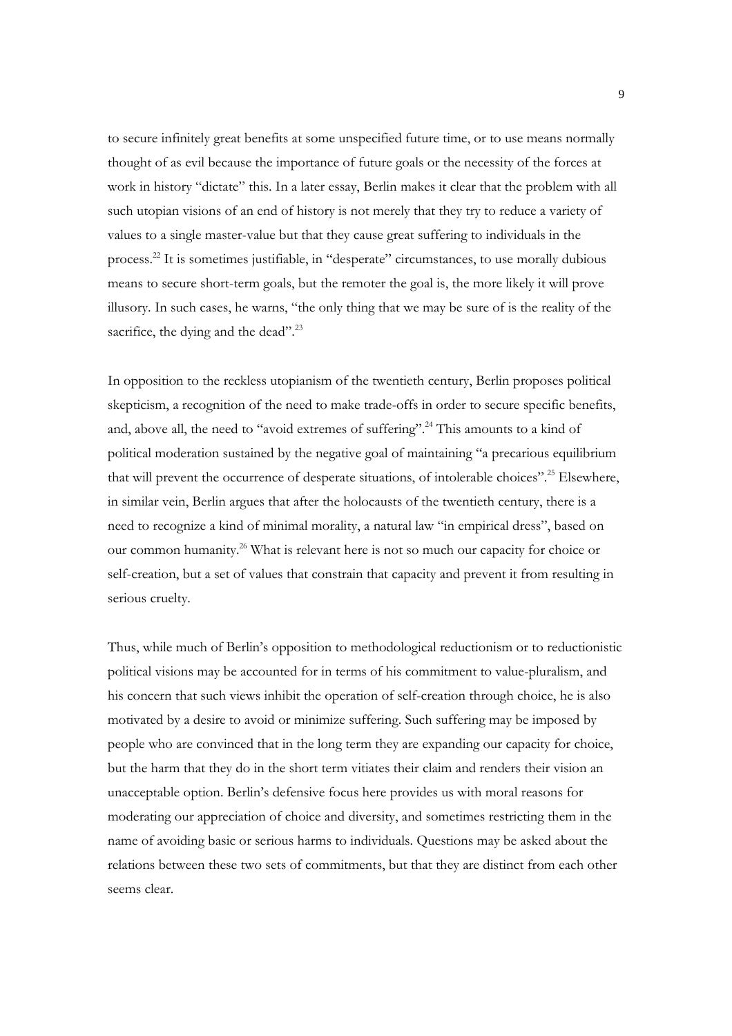to secure infinitely great benefits at some unspecified future time, or to use means normally thought of as evil because the importance of future goals or the necessity of the forces at work in history "dictate" this. In a later essay, Berlin makes it clear that the problem with all such utopian visions of an end of history is not merely that they try to reduce a variety of values to a single master-value but that they cause great suffering to individuals in the process.[22] It is sometimes justifiable, in "desperate" circumstances, to use morally dubious means to secure short-term goals, but the remoter the goal is, the more likely it will prove illusory. In such cases, he warns, "the only thing that we may be sure of is the reality of the sacrifice, the dying and the dead".[23]

In opposition to the reckless utopianism of the twentieth century, Berlin proposes political skepticism, a recognition of the need to make trade-offs in order to secure specific benefits, and, above all, the need to "avoid extremes of suffering".[24] This amounts to a kind of political moderation sustained by the negative goal of maintaining "a precarious equilibrium that will prevent the occurrence of desperate situations, of intolerable choices".[25] Elsewhere, in similar vein, Berlin argues that after the holocausts of the twentieth century, there is a need to recognize a kind of minimal morality, a natural law "in empirical dress", based on our common humanity.[26] What is relevant here is not so much our capacity for choice or self-creation, but a set of values that constrain that capacity and prevent it from resulting in serious cruelty.

Thus, while much of Berlin's opposition to methodological reductionism or to reductionistic political visions may be accounted for in terms of his commitment to value-pluralism, and his concern that such views inhibit the operation of self-creation through choice, he is also motivated by a desire to avoid or minimize suffering. Such suffering may be imposed by people who are convinced that in the long term they are expanding our capacity for choice, but the harm that they do in the short term vitiates their claim and renders their vision an unacceptable option. Berlin's defensive focus here provides us with moral reasons for moderating our appreciation of choice and diversity, and sometimes restricting them in the name of avoiding basic or serious harms to individuals. Questions may be asked about the relations between these two sets of commitments, but that they are distinct from each other seems clear.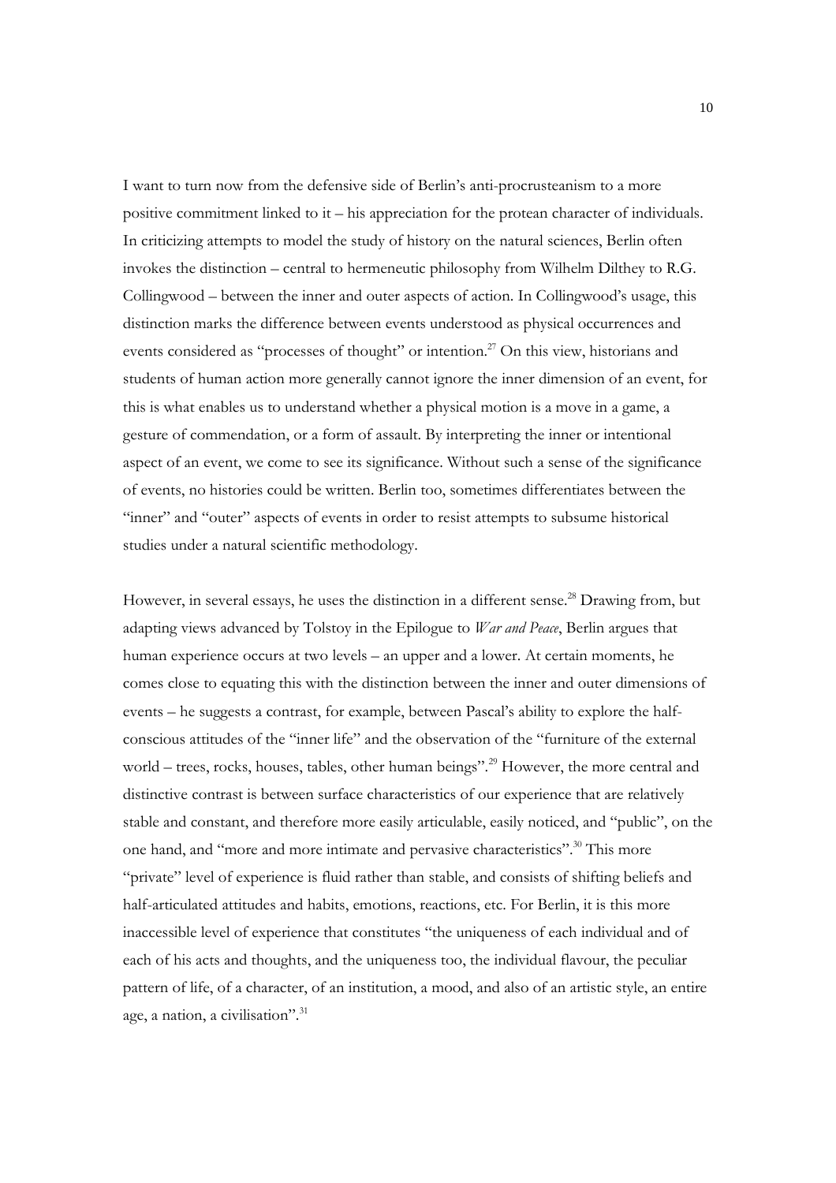I want to turn now from the defensive side of Berlin's anti-procrusteanism to a more positive commitment linked to it – his appreciation for the protean character of individuals. In criticizing attempts to model the study of history on the natural sciences, Berlin often invokes the distinction – central to hermeneutic philosophy from Wilhelm Dilthey to R.G. Collingwood – between the inner and outer aspects of action. In Collingwood's usage, this distinction marks the difference between events understood as physical occurrences and events considered as "processes of thought" or intention.[27] On this view, historians and students of human action more generally cannot ignore the inner dimension of an event, for this is what enables us to understand whether a physical motion is a move in a game, a gesture of commendation, or a form of assault. By interpreting the inner or intentional aspect of an event, we come to see its significance. Without such a sense of the significance of events, no histories could be written. Berlin too, sometimes differentiates between the "inner" and "outer" aspects of events in order to resist attempts to subsume historical studies under a natural scientific methodology.

However, in several essays, he uses the distinction in a different sense.[28] Drawing from, but adapting views advanced by Tolstoy in the Epilogue to *War and Peace*, Berlin argues that human experience occurs at two levels – an upper and a lower. At certain moments, he comes close to equating this with the distinction between the inner and outer dimensions of events – he suggests a contrast, for example, between Pascal's ability to explore the half-conscious attitudes of the "inner life" and the observation of the "furniture of the external world – trees, rocks, houses, tables, other human beings".[29] However, the more central and distinctive contrast is between surface characteristics of our experience that are relatively stable and constant, and therefore more easily articulable, easily noticed, and "public", on the one hand, and "more and more intimate and pervasive characteristics".[30] This more "private" level of experience is fluid rather than stable, and consists of shifting beliefs and half-articulated attitudes and habits, emotions, reactions, etc. For Berlin, it is this more inaccessible level of experience that constitutes "the uniqueness of each individual and of each of his acts and thoughts, and the uniqueness too, the individual flavour, the peculiar pattern of life, of a character, of an institution, a mood, and also of an artistic style, an entire age, a nation, a civilisation".[31]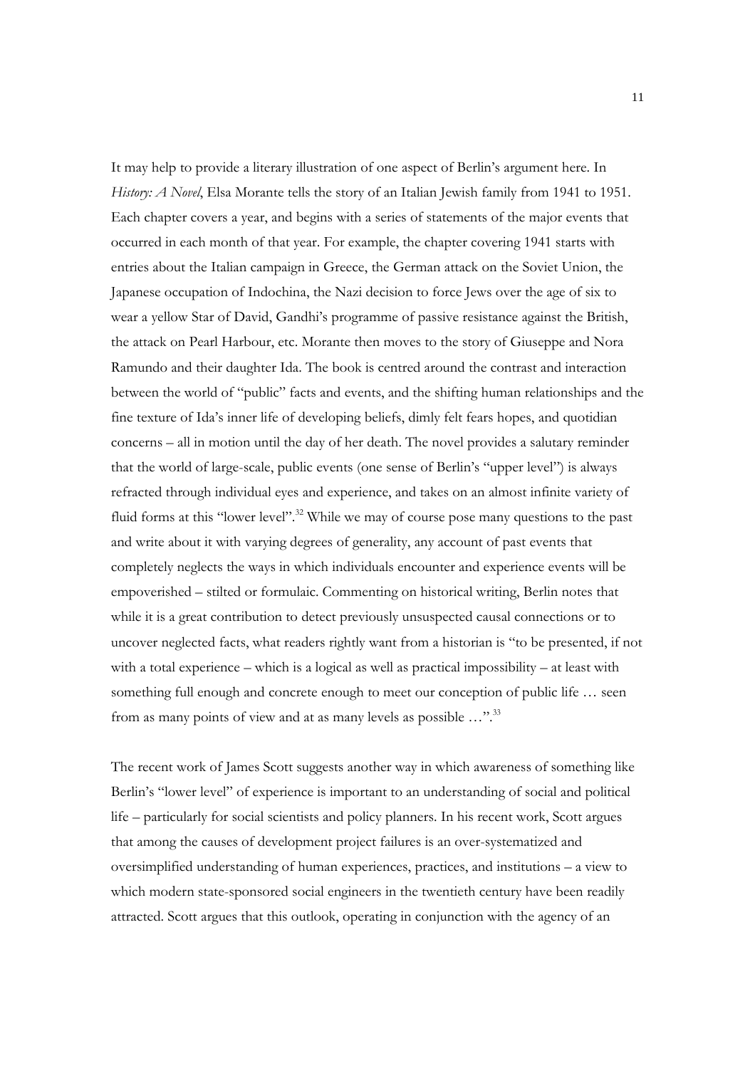It may help to provide a literary illustration of one aspect of Berlin's argument here. In *History: A Novel*, Elsa Morante tells the story of an Italian Jewish family from 1941 to 1951. Each chapter covers a year, and begins with a series of statements of the major events that occurred in each month of that year. For example, the chapter covering 1941 starts with entries about the Italian campaign in Greece, the German attack on the Soviet Union, the Japanese occupation of Indochina, the Nazi decision to force Jews over the age of six to wear a yellow Star of David, Gandhi's programme of passive resistance against the British, the attack on Pearl Harbour, etc. Morante then moves to the story of Giuseppe and Nora Ramundo and their daughter Ida. The book is centred around the contrast and interaction between the world of "public" facts and events, and the shifting human relationships and the fine texture of Ida's inner life of developing beliefs, dimly felt fears hopes, and quotidian concerns – all in motion until the day of her death. The novel provides a salutary reminder that the world of large-scale, public events (one sense of Berlin's "upper level") is always refracted through individual eyes and experience, and takes on an almost infinite variety of fluid forms at this "lower level".[32] While we may of course pose many questions to the past and write about it with varying degrees of generality, any account of past events that completely neglects the ways in which individuals encounter and experience events will be empoverished – stilted or formulaic. Commenting on historical writing, Berlin notes that while it is a great contribution to detect previously unsuspected causal connections or to uncover neglected facts, what readers rightly want from a historian is "to be presented, if not with a total experience – which is a logical as well as practical impossibility – at least with something full enough and concrete enough to meet our conception of public life … seen from as many points of view and at as many levels as possible …".[33]

The recent work of James Scott suggests another way in which awareness of something like Berlin's "lower level" of experience is important to an understanding of social and political life – particularly for social scientists and policy planners. In his recent work, Scott argues that among the causes of development project failures is an over-systematized and oversimplified understanding of human experiences, practices, and institutions – a view to which modern state-sponsored social engineers in the twentieth century have been readily attracted. Scott argues that this outlook, operating in conjunction with the agency of an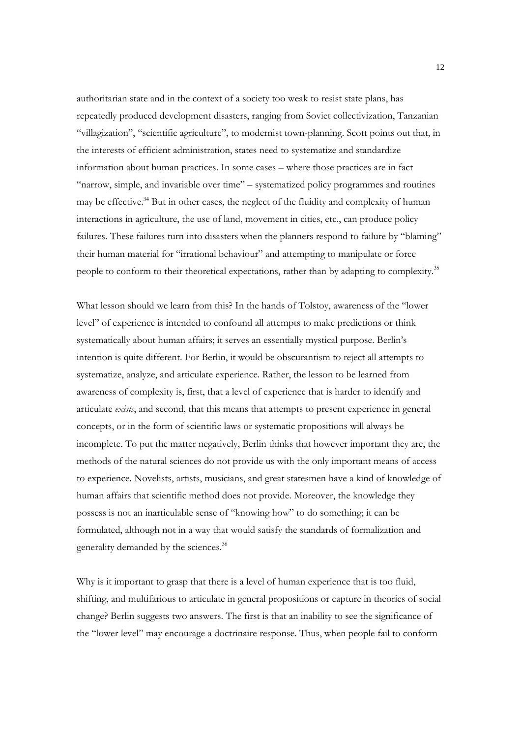authoritarian state and in the context of a society too weak to resist state plans, has repeatedly produced development disasters, ranging from Soviet collectivization, Tanzanian "villagization", "scientific agriculture", to modernist town-planning. Scott points out that, in the interests of efficient administration, states need to systematize and standardize information about human practices. In some cases – where those practices are in fact "narrow, simple, and invariable over time" – systematized policy programmes and routines may be effective.[34] But in other cases, the neglect of the fluidity and complexity of human interactions in agriculture, the use of land, movement in cities, etc., can produce policy failures. These failures turn into disasters when the planners respond to failure by "blaming" their human material for "irrational behaviour" and attempting to manipulate or force people to conform to their theoretical expectations, rather than by adapting to complexity.[35]

What lesson should we learn from this? In the hands of Tolstoy, awareness of the "lower level" of experience is intended to confound all attempts to make predictions or think systematically about human affairs; it serves an essentially mystical purpose. Berlin's intention is quite different. For Berlin, it would be obscurantism to reject all attempts to systematize, analyze, and articulate experience. Rather, the lesson to be learned from awareness of complexity is, first, that a level of experience that is harder to identify and articulate *exists*, and second, that this means that attempts to present experience in general concepts, or in the form of scientific laws or systematic propositions will always be incomplete. To put the matter negatively, Berlin thinks that however important they are, the methods of the natural sciences do not provide us with the only important means of access to experience. Novelists, artists, musicians, and great statesmen have a kind of knowledge of human affairs that scientific method does not provide. Moreover, the knowledge they possess is not an inarticulable sense of "knowing how" to do something; it can be formulated, although not in a way that would satisfy the standards of formalization and generality demanded by the sciences.[36]

Why is it important to grasp that there is a level of human experience that is too fluid, shifting, and multifarious to articulate in general propositions or capture in theories of social change? Berlin suggests two answers. The first is that an inability to see the significance of the "lower level" may encourage a doctrinaire response. Thus, when people fail to conform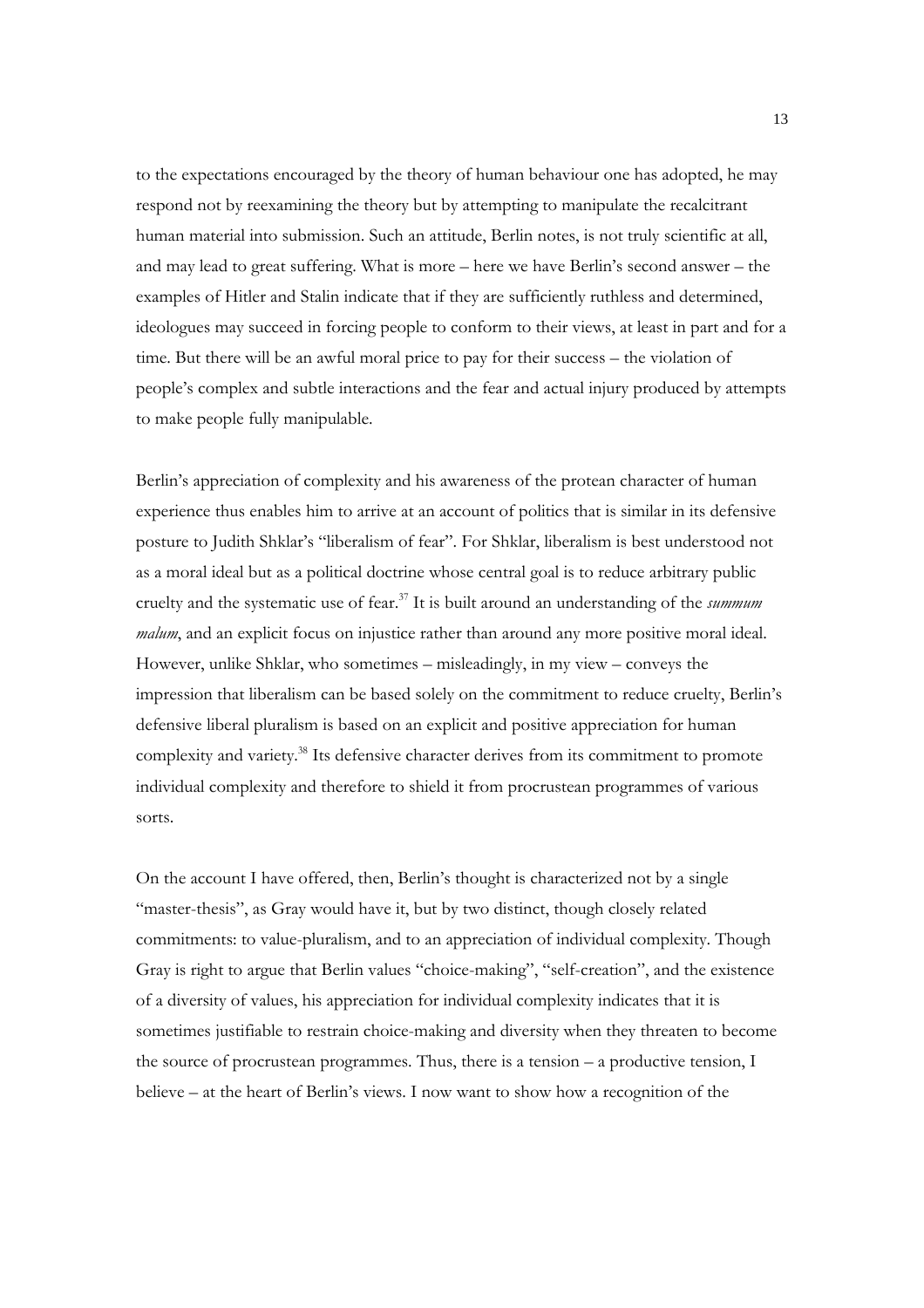to the expectations encouraged by the theory of human behaviour one has adopted, he may respond not by reexamining the theory but by attempting to manipulate the recalcitrant human material into submission. Such an attitude, Berlin notes, is not truly scientific at all, and may lead to great suffering. What is more – here we have Berlin's second answer – the examples of Hitler and Stalin indicate that if they are sufficiently ruthless and determined, ideologues may succeed in forcing people to conform to their views, at least in part and for a time. But there will be an awful moral price to pay for their success – the violation of people's complex and subtle interactions and the fear and actual injury produced by attempts to make people fully manipulable.

Berlin's appreciation of complexity and his awareness of the protean character of human experience thus enables him to arrive at an account of politics that is similar in its defensive posture to Judith Shklar's "liberalism of fear". For Shklar, liberalism is best understood not as a moral ideal but as a political doctrine whose central goal is to reduce arbitrary public cruelty and the systematic use of fear.[37] It is built around an understanding of the *summum malum*, and an explicit focus on injustice rather than around any more positive moral ideal. However, unlike Shklar, who sometimes – misleadingly, in my view – conveys the impression that liberalism can be based solely on the commitment to reduce cruelty, Berlin's defensive liberal pluralism is based on an explicit and positive appreciation for human complexity and variety.[38] Its defensive character derives from its commitment to promote individual complexity and therefore to shield it from procrustean programmes of various sorts.

On the account I have offered, then, Berlin's thought is characterized not by a single "master-thesis", as Gray would have it, but by two distinct, though closely related commitments: to value-pluralism, and to an appreciation of individual complexity. Though Gray is right to argue that Berlin values "choice-making", "self-creation", and the existence of a diversity of values, his appreciation for individual complexity indicates that it is sometimes justifiable to restrain choice-making and diversity when they threaten to become the source of procrustean programmes. Thus, there is a tension – a productive tension, I believe – at the heart of Berlin's views. I now want to show how a recognition of the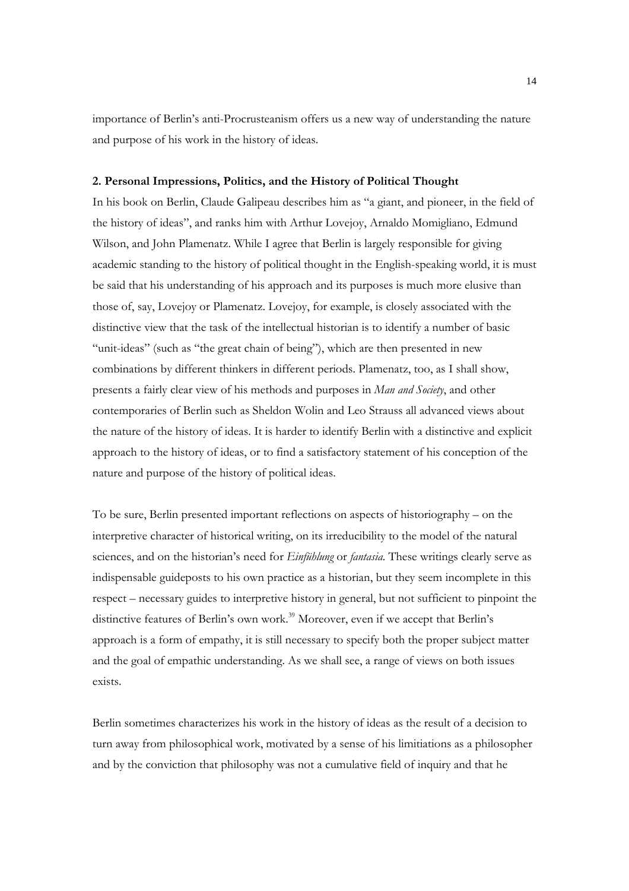importance of Berlin's anti-Procrusteanism offers us a new way of understanding the nature and purpose of his work in the history of ideas.

## 2. Personal Impressions, Politics, and the History of Political Thought

In his book on Berlin, Claude Galipeau describes him as "a giant, and pioneer, in the field of the history of ideas", and ranks him with Arthur Lovejoy, Arnaldo Momigliano, Edmund Wilson, and John Plamenatz. While I agree that Berlin is largely responsible for giving academic standing to the history of political thought in the English-speaking world, it is must be said that his understanding of his approach and its purposes is much more elusive than those of, say, Lovejoy or Plamenatz. Lovejoy, for example, is closely associated with the distinctive view that the task of the intellectual historian is to identify a number of basic "unit-ideas" (such as "the great chain of being"), which are then presented in new combinations by different thinkers in different periods. Plamenatz, too, as I shall show, presents a fairly clear view of his methods and purposes in *Man and Society*, and other contemporaries of Berlin such as Sheldon Wolin and Leo Strauss all advanced views about the nature of the history of ideas. It is harder to identify Berlin with a distinctive and explicit approach to the history of ideas, or to find a satisfactory statement of his conception of the nature and purpose of the history of political ideas.

To be sure, Berlin presented important reflections on aspects of historiography – on the interpretive character of historical writing, on its irreducibility to the model of the natural sciences, and on the historian's need for *Einfühlung* or *fantasia*. These writings clearly serve as indispensable guideposts to his own practice as a historian, but they seem incomplete in this respect – necessary guides to interpretive history in general, but not sufficient to pinpoint the distinctive features of Berlin's own work.[39] Moreover, even if we accept that Berlin's approach is a form of empathy, it is still necessary to specify both the proper subject matter and the goal of empathic understanding. As we shall see, a range of views on both issues exists.

Berlin sometimes characterizes his work in the history of ideas as the result of a decision to turn away from philosophical work, motivated by a sense of his limitiations as a philosopher and by the conviction that philosophy was not a cumulative field of inquiry and that he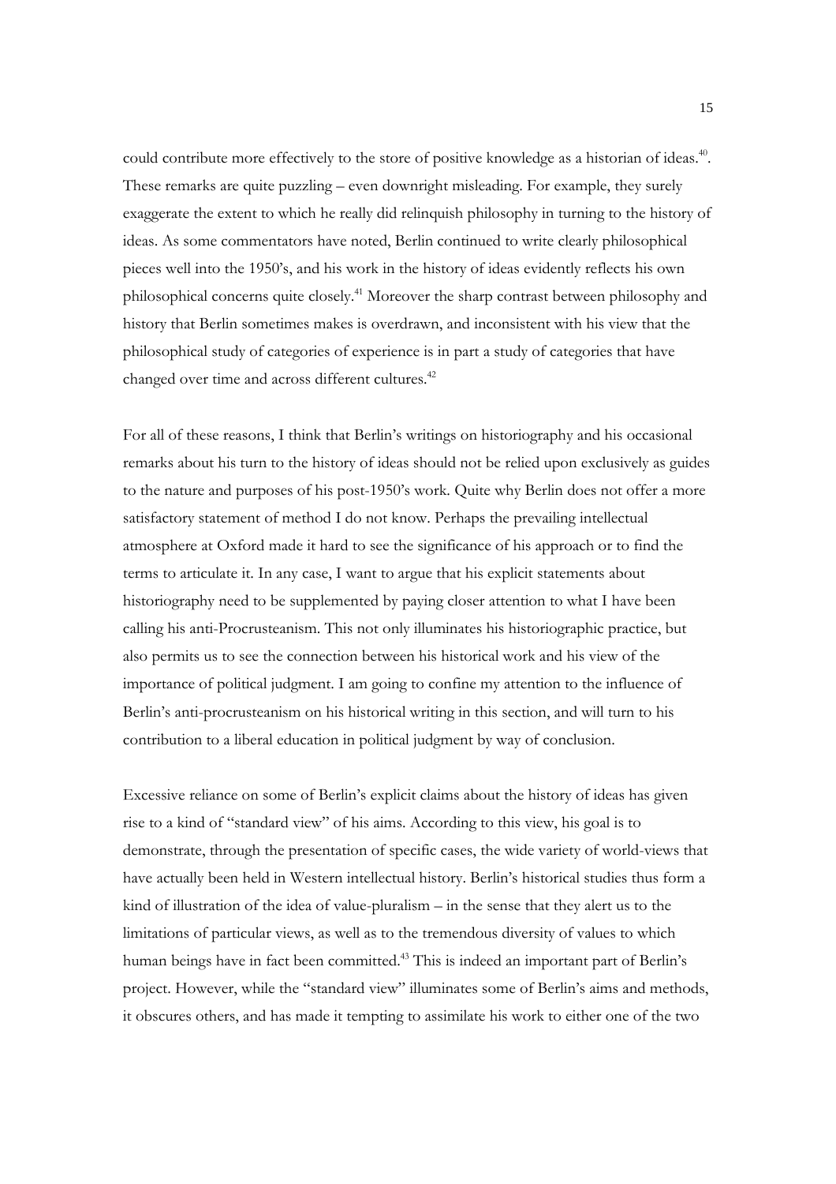could contribute more effectively to the store of positive knowledge as a historian of ideas.[40]. These remarks are quite puzzling – even downright misleading. For example, they surely exaggerate the extent to which he really did relinquish philosophy in turning to the history of ideas. As some commentators have noted, Berlin continued to write clearly philosophical pieces well into the 1950's, and his work in the history of ideas evidently reflects his own philosophical concerns quite closely.[41] Moreover the sharp contrast between philosophy and history that Berlin sometimes makes is overdrawn, and inconsistent with his view that the philosophical study of categories of experience is in part a study of categories that have changed over time and across different cultures.[42]

For all of these reasons, I think that Berlin's writings on historiography and his occasional remarks about his turn to the history of ideas should not be relied upon exclusively as guides to the nature and purposes of his post-1950's work. Quite why Berlin does not offer a more satisfactory statement of method I do not know. Perhaps the prevailing intellectual atmosphere at Oxford made it hard to see the significance of his approach or to find the terms to articulate it. In any case, I want to argue that his explicit statements about historiography need to be supplemented by paying closer attention to what I have been calling his anti-Procrusteanism. This not only illuminates his historiographic practice, but also permits us to see the connection between his historical work and his view of the importance of political judgment. I am going to confine my attention to the influence of Berlin's anti-procrusteanism on his historical writing in this section, and will turn to his contribution to a liberal education in political judgment by way of conclusion.

Excessive reliance on some of Berlin's explicit claims about the history of ideas has given rise to a kind of "standard view" of his aims. According to this view, his goal is to demonstrate, through the presentation of specific cases, the wide variety of world-views that have actually been held in Western intellectual history. Berlin's historical studies thus form a kind of illustration of the idea of value-pluralism – in the sense that they alert us to the limitations of particular views, as well as to the tremendous diversity of values to which human beings have in fact been committed.[43] This is indeed an important part of Berlin's project. However, while the "standard view" illuminates some of Berlin's aims and methods, it obscures others, and has made it tempting to assimilate his work to either one of the two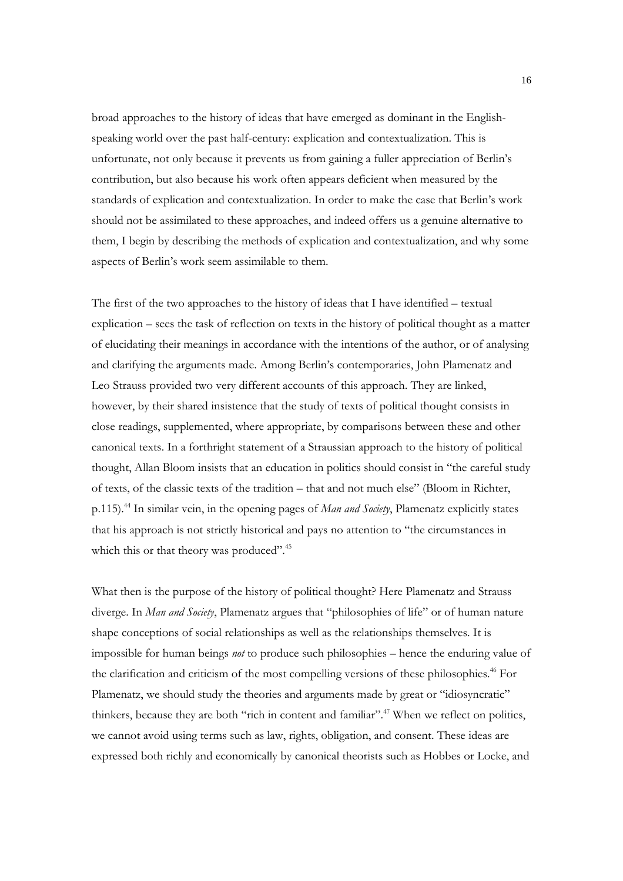broad approaches to the history of ideas that have emerged as dominant in the English-speaking world over the past half-century: explication and contextualization. This is unfortunate, not only because it prevents us from gaining a fuller appreciation of Berlin's contribution, but also because his work often appears deficient when measured by the standards of explication and contextualization. In order to make the case that Berlin's work should not be assimilated to these approaches, and indeed offers us a genuine alternative to them, I begin by describing the methods of explication and contextualization, and why some aspects of Berlin's work seem assimilable to them.

The first of the two approaches to the history of ideas that I have identified – textual explication – sees the task of reflection on texts in the history of political thought as a matter of elucidating their meanings in accordance with the intentions of the author, or of analysing and clarifying the arguments made. Among Berlin's contemporaries, John Plamenatz and Leo Strauss provided two very different accounts of this approach. They are linked, however, by their shared insistence that the study of texts of political thought consists in close readings, supplemented, where appropriate, by comparisons between these and other canonical texts. In a forthright statement of a Straussian approach to the history of political thought, Allan Bloom insists that an education in politics should consist in "the careful study of texts, of the classic texts of the tradition – that and not much else" (Bloom in Richter, p.115).[44] In similar vein, in the opening pages of *Man and Society*, Plamenatz explicitly states that his approach is not strictly historical and pays no attention to "the circumstances in which this or that theory was produced".[45]

What then is the purpose of the history of political thought? Here Plamenatz and Strauss diverge. In *Man and Society*, Plamenatz argues that "philosophies of life" or of human nature shape conceptions of social relationships as well as the relationships themselves. It is impossible for human beings *not* to produce such philosophies – hence the enduring value of the clarification and criticism of the most compelling versions of these philosophies.[46] For Plamenatz, we should study the theories and arguments made by great or "idiosyncratic" thinkers, because they are both "rich in content and familiar".[47] When we reflect on politics, we cannot avoid using terms such as law, rights, obligation, and consent. These ideas are expressed both richly and economically by canonical theorists such as Hobbes or Locke, and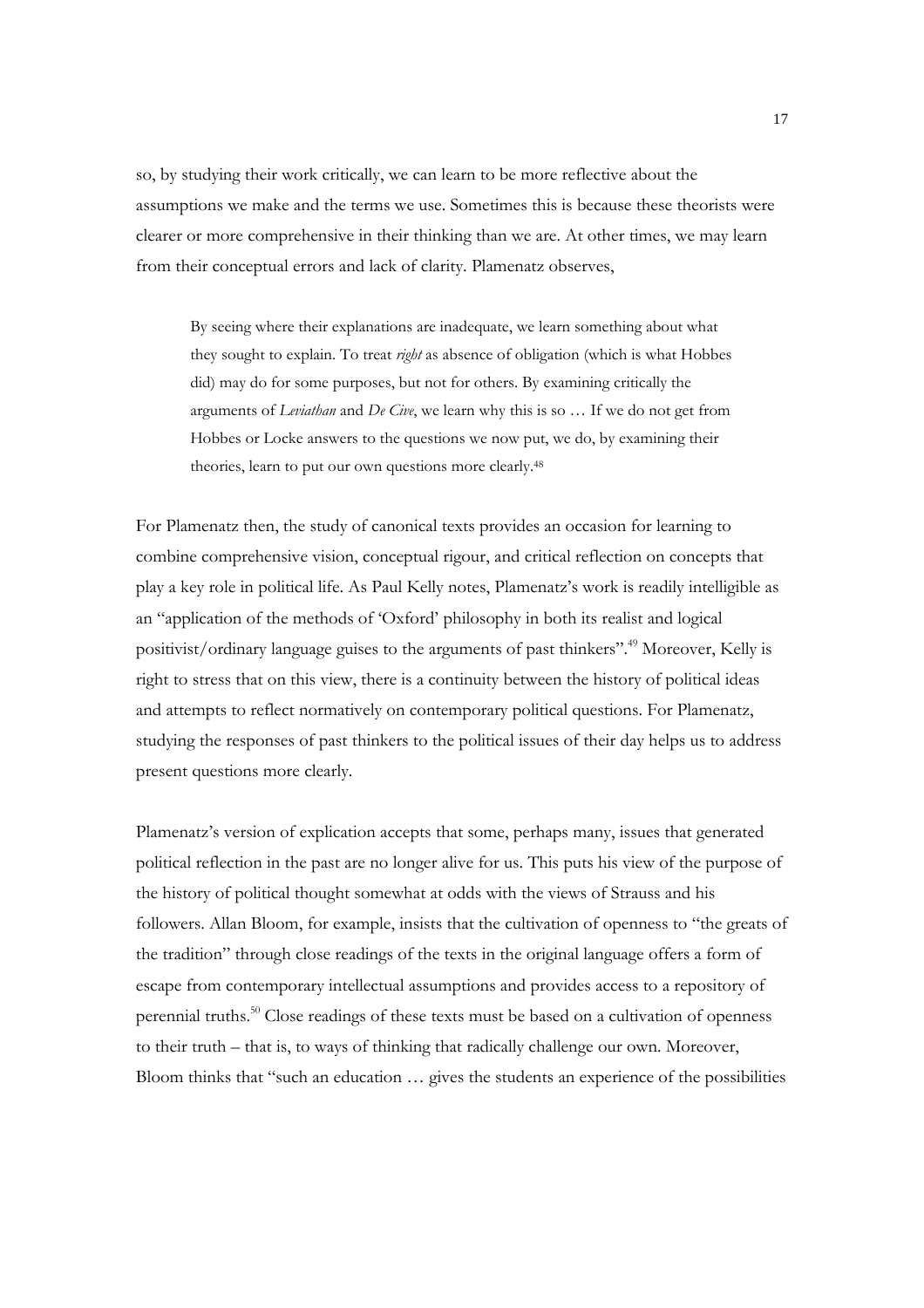so, by studying their work critically, we can learn to be more reflective about the assumptions we make and the terms we use. Sometimes this is because these theorists were clearer or more comprehensive in their thinking than we are. At other times, we may learn from their conceptual errors and lack of clarity. Plamenatz observes,

> By seeing where their explanations are inadequate, we learn something about what they sought to explain. To treat *right* as absence of obligation (which is what Hobbes did) may do for some purposes, but not for others. By examining critically the arguments of *Leviathan* and *De Cive*, we learn why this is so … If we do not get from Hobbes or Locke answers to the questions we now put, we do, by examining their theories, learn to put our own questions more clearly.[48]

For Plamenatz then, the study of canonical texts provides an occasion for learning to combine comprehensive vision, conceptual rigour, and critical reflection on concepts that play a key role in political life. As Paul Kelly notes, Plamenatz's work is readily intelligible as an "application of the methods of 'Oxford' philosophy in both its realist and logical positivist/ordinary language guises to the arguments of past thinkers".[49] Moreover, Kelly is right to stress that on this view, there is a continuity between the history of political ideas and attempts to reflect normatively on contemporary political questions. For Plamenatz, studying the responses of past thinkers to the political issues of their day helps us to address present questions more clearly.

Plamenatz's version of explication accepts that some, perhaps many, issues that generated political reflection in the past are no longer alive for us. This puts his view of the purpose of the history of political thought somewhat at odds with the views of Strauss and his followers. Allan Bloom, for example, insists that the cultivation of openness to "the greats of the tradition" through close readings of the texts in the original language offers a form of escape from contemporary intellectual assumptions and provides access to a repository of perennial truths.[50] Close readings of these texts must be based on a cultivation of openness to their truth – that is, to ways of thinking that radically challenge our own. Moreover, Bloom thinks that "such an education … gives the students an experience of the possibilities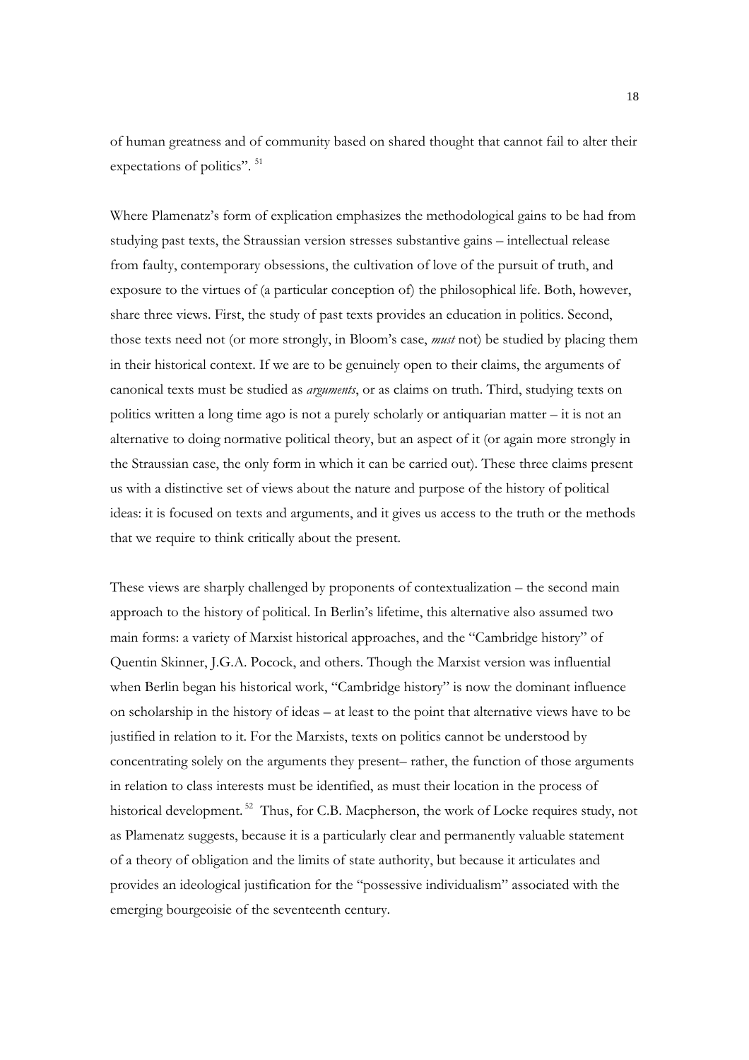of human greatness and of community based on shared thought that cannot fail to alter their expectations of politics". [51]

Where Plamenatz's form of explication emphasizes the methodological gains to be had from studying past texts, the Straussian version stresses substantive gains – intellectual release from faulty, contemporary obsessions, the cultivation of love of the pursuit of truth, and exposure to the virtues of (a particular conception of) the philosophical life. Both, however, share three views. First, the study of past texts provides an education in politics. Second, those texts need not (or more strongly, in Bloom's case, *must* not) be studied by placing them in their historical context. If we are to be genuinely open to their claims, the arguments of canonical texts must be studied as *arguments*, or as claims on truth. Third, studying texts on politics written a long time ago is not a purely scholarly or antiquarian matter – it is not an alternative to doing normative political theory, but an aspect of it (or again more strongly in the Straussian case, the only form in which it can be carried out). These three claims present us with a distinctive set of views about the nature and purpose of the history of political ideas: it is focused on texts and arguments, and it gives us access to the truth or the methods that we require to think critically about the present.

These views are sharply challenged by proponents of contextualization – the second main approach to the history of political. In Berlin's lifetime, this alternative also assumed two main forms: a variety of Marxist historical approaches, and the "Cambridge history" of Quentin Skinner, J.G.A. Pocock, and others. Though the Marxist version was influential when Berlin began his historical work, "Cambridge history" is now the dominant influence on scholarship in the history of ideas – at least to the point that alternative views have to be justified in relation to it. For the Marxists, texts on politics cannot be understood by concentrating solely on the arguments they present– rather, the function of those arguments in relation to class interests must be identified, as must their location in the process of historical development. [52] Thus, for C.B. Macpherson, the work of Locke requires study, not as Plamenatz suggests, because it is a particularly clear and permanently valuable statement of a theory of obligation and the limits of state authority, but because it articulates and provides an ideological justification for the "possessive individualism" associated with the emerging bourgeoisie of the seventeenth century.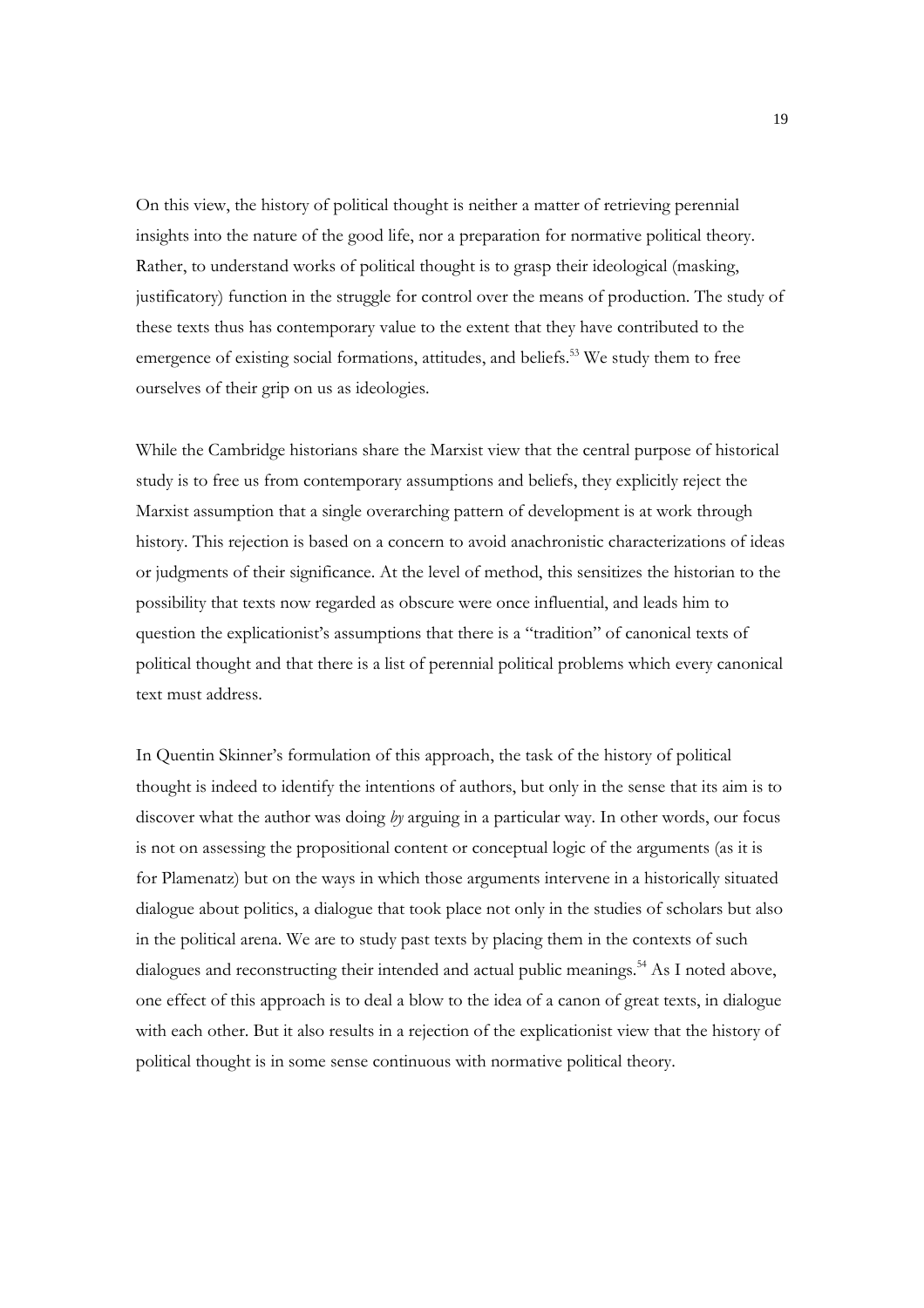On this view, the history of political thought is neither a matter of retrieving perennial insights into the nature of the good life, nor a preparation for normative political theory. Rather, to understand works of political thought is to grasp their ideological (masking, justificatory) function in the struggle for control over the means of production. The study of these texts thus has contemporary value to the extent that they have contributed to the emergence of existing social formations, attitudes, and beliefs.[53] We study them to free ourselves of their grip on us as ideologies.

While the Cambridge historians share the Marxist view that the central purpose of historical study is to free us from contemporary assumptions and beliefs, they explicitly reject the Marxist assumption that a single overarching pattern of development is at work through history. This rejection is based on a concern to avoid anachronistic characterizations of ideas or judgments of their significance. At the level of method, this sensitizes the historian to the possibility that texts now regarded as obscure were once influential, and leads him to question the explicationist's assumptions that there is a "tradition" of canonical texts of political thought and that there is a list of perennial political problems which every canonical text must address.

In Quentin Skinner's formulation of this approach, the task of the history of political thought is indeed to identify the intentions of authors, but only in the sense that its aim is to discover what the author was doing *by* arguing in a particular way. In other words, our focus is not on assessing the propositional content or conceptual logic of the arguments (as it is for Plamenatz) but on the ways in which those arguments intervene in a historically situated dialogue about politics, a dialogue that took place not only in the studies of scholars but also in the political arena. We are to study past texts by placing them in the contexts of such dialogues and reconstructing their intended and actual public meanings.[54] As I noted above, one effect of this approach is to deal a blow to the idea of a canon of great texts, in dialogue with each other. But it also results in a rejection of the explicationist view that the history of political thought is in some sense continuous with normative political theory.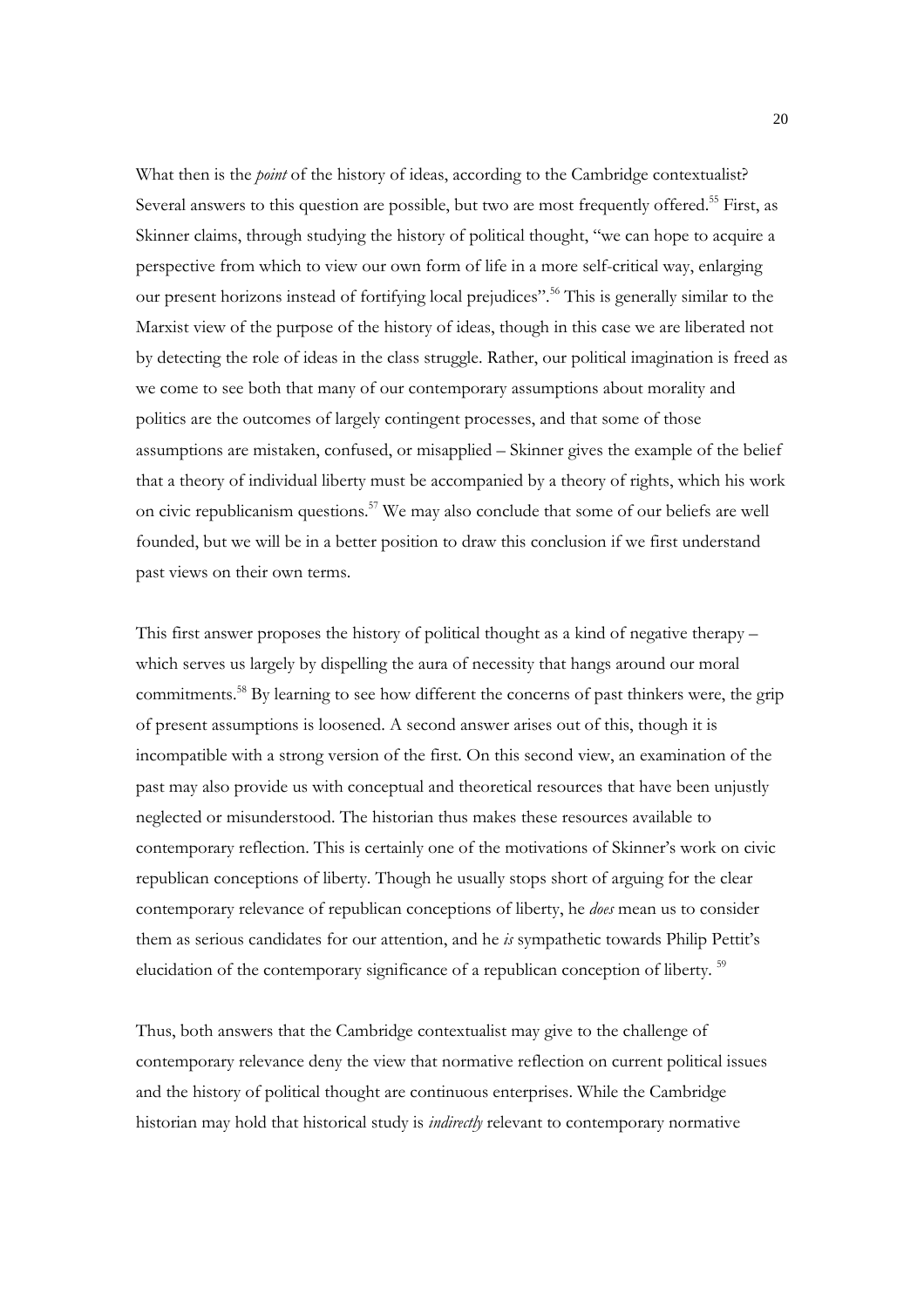What then is the *point* of the history of ideas, according to the Cambridge contextualist? Several answers to this question are possible, but two are most frequently offered.[55] First, as Skinner claims, through studying the history of political thought, "we can hope to acquire a perspective from which to view our own form of life in a more self-critical way, enlarging our present horizons instead of fortifying local prejudices".[56] This is generally similar to the Marxist view of the purpose of the history of ideas, though in this case we are liberated not by detecting the role of ideas in the class struggle. Rather, our political imagination is freed as we come to see both that many of our contemporary assumptions about morality and politics are the outcomes of largely contingent processes, and that some of those assumptions are mistaken, confused, or misapplied – Skinner gives the example of the belief that a theory of individual liberty must be accompanied by a theory of rights, which his work on civic republicanism questions.[57] We may also conclude that some of our beliefs are well founded, but we will be in a better position to draw this conclusion if we first understand past views on their own terms.

This first answer proposes the history of political thought as a kind of negative therapy – which serves us largely by dispelling the aura of necessity that hangs around our moral commitments.[58] By learning to see how different the concerns of past thinkers were, the grip of present assumptions is loosened. A second answer arises out of this, though it is incompatible with a strong version of the first. On this second view, an examination of the past may also provide us with conceptual and theoretical resources that have been unjustly neglected or misunderstood. The historian thus makes these resources available to contemporary reflection. This is certainly one of the motivations of Skinner's work on civic republican conceptions of liberty. Though he usually stops short of arguing for the clear contemporary relevance of republican conceptions of liberty, he *does* mean us to consider them as serious candidates for our attention, and he *is* sympathetic towards Philip Pettit's elucidation of the contemporary significance of a republican conception of liberty. [59]

Thus, both answers that the Cambridge contextualist may give to the challenge of contemporary relevance deny the view that normative reflection on current political issues and the history of political thought are continuous enterprises. While the Cambridge historian may hold that historical study is *indirectly* relevant to contemporary normative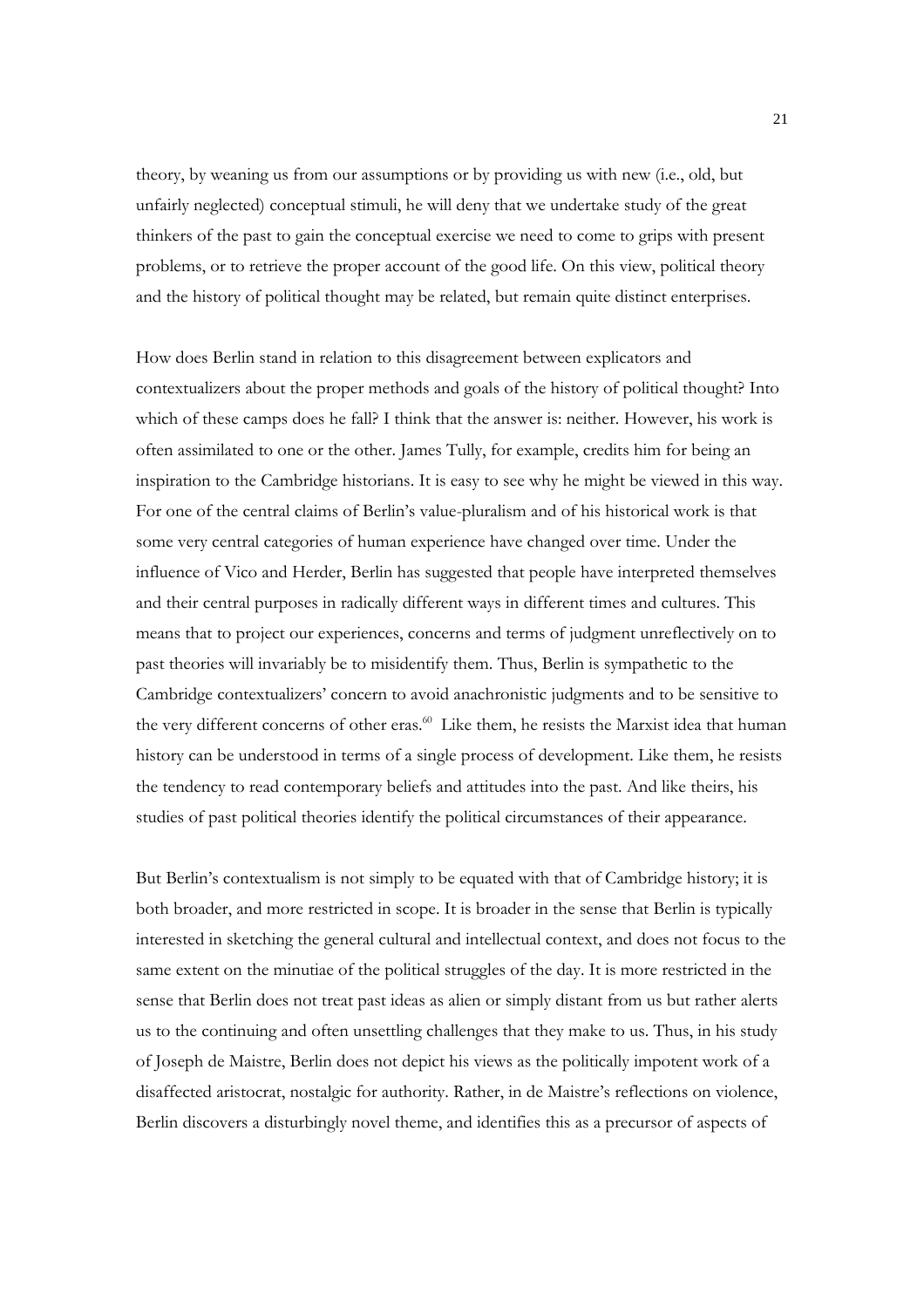theory, by weaning us from our assumptions or by providing us with new (i.e., old, but unfairly neglected) conceptual stimuli, he will deny that we undertake study of the great thinkers of the past to gain the conceptual exercise we need to come to grips with present problems, or to retrieve the proper account of the good life. On this view, political theory and the history of political thought may be related, but remain quite distinct enterprises.

How does Berlin stand in relation to this disagreement between explicators and contextualizers about the proper methods and goals of the history of political thought? Into which of these camps does he fall? I think that the answer is: neither. However, his work is often assimilated to one or the other. James Tully, for example, credits him for being an inspiration to the Cambridge historians. It is easy to see why he might be viewed in this way. For one of the central claims of Berlin's value-pluralism and of his historical work is that some very central categories of human experience have changed over time. Under the influence of Vico and Herder, Berlin has suggested that people have interpreted themselves and their central purposes in radically different ways in different times and cultures. This means that to project our experiences, concerns and terms of judgment unreflectively on to past theories will invariably be to misidentify them. Thus, Berlin is sympathetic to the Cambridge contextualizers' concern to avoid anachronistic judgments and to be sensitive to the very different concerns of other eras.[60] Like them, he resists the Marxist idea that human history can be understood in terms of a single process of development. Like them, he resists the tendency to read contemporary beliefs and attitudes into the past. And like theirs, his studies of past political theories identify the political circumstances of their appearance.

But Berlin's contextualism is not simply to be equated with that of Cambridge history; it is both broader, and more restricted in scope. It is broader in the sense that Berlin is typically interested in sketching the general cultural and intellectual context, and does not focus to the same extent on the minutiae of the political struggles of the day. It is more restricted in the sense that Berlin does not treat past ideas as alien or simply distant from us but rather alerts us to the continuing and often unsettling challenges that they make to us. Thus, in his study of Joseph de Maistre, Berlin does not depict his views as the politically impotent work of a disaffected aristocrat, nostalgic for authority. Rather, in de Maistre's reflections on violence, Berlin discovers a disturbingly novel theme, and identifies this as a precursor of aspects of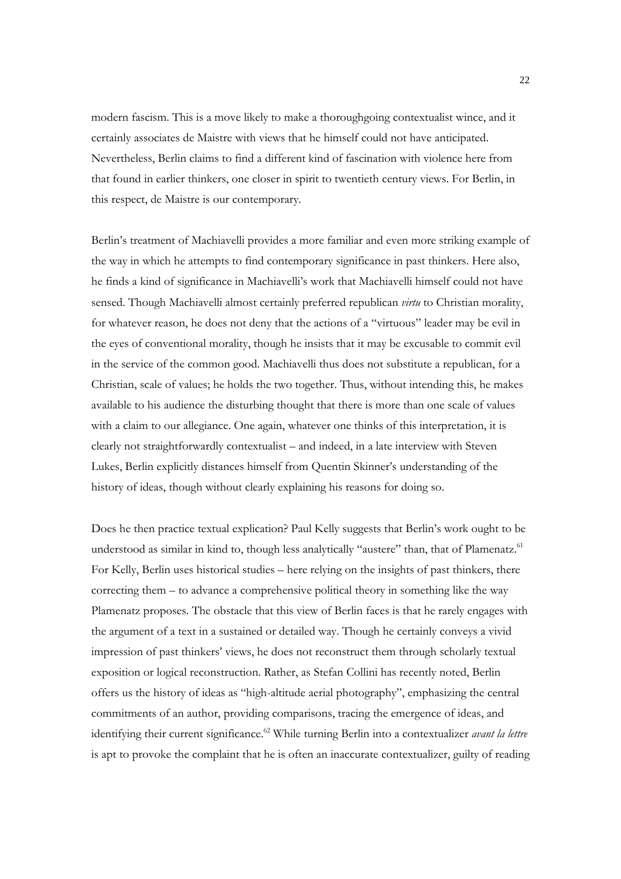modern fascism. This is a move likely to make a thoroughgoing contextualist wince, and it certainly associates de Maistre with views that he himself could not have anticipated. Nevertheless, Berlin claims to find a different kind of fascination with violence here from that found in earlier thinkers, one closer in spirit to twentieth century views. For Berlin, in this respect, de Maistre is our contemporary.

Berlin's treatment of Machiavelli provides a more familiar and even more striking example of the way in which he attempts to find contemporary significance in past thinkers. Here also, he finds a kind of significance in Machiavelli's work that Machiavelli himself could not have sensed. Though Machiavelli almost certainly preferred republican *virtu* to Christian morality, for whatever reason, he does not deny that the actions of a "virtuous" leader may be evil in the eyes of conventional morality, though he insists that it may be excusable to commit evil in the service of the common good. Machiavelli thus does not substitute a republican, for a Christian, scale of values; he holds the two together. Thus, without intending this, he makes available to his audience the disturbing thought that there is more than one scale of values with a claim to our allegiance. One again, whatever one thinks of this interpretation, it is clearly not straightforwardly contextualist – and indeed, in a late interview with Steven Lukes, Berlin explicitly distances himself from Quentin Skinner's understanding of the history of ideas, though without clearly explaining his reasons for doing so.

Does he then practice textual explication? Paul Kelly suggests that Berlin's work ought to be understood as similar in kind to, though less analytically "austere" than, that of Plamenatz.[61] For Kelly, Berlin uses historical studies – here relying on the insights of past thinkers, there correcting them – to advance a comprehensive political theory in something like the way Plamenatz proposes. The obstacle that this view of Berlin faces is that he rarely engages with the argument of a text in a sustained or detailed way. Though he certainly conveys a vivid impression of past thinkers' views, he does not reconstruct them through scholarly textual exposition or logical reconstruction. Rather, as Stefan Collini has recently noted, Berlin offers us the history of ideas as "high-altitude aerial photography", emphasizing the central commitments of an author, providing comparisons, tracing the emergence of ideas, and identifying their current significance.[62] While turning Berlin into a contextualizer *avant la lettre* is apt to provoke the complaint that he is often an inaccurate contextualizer, guilty of reading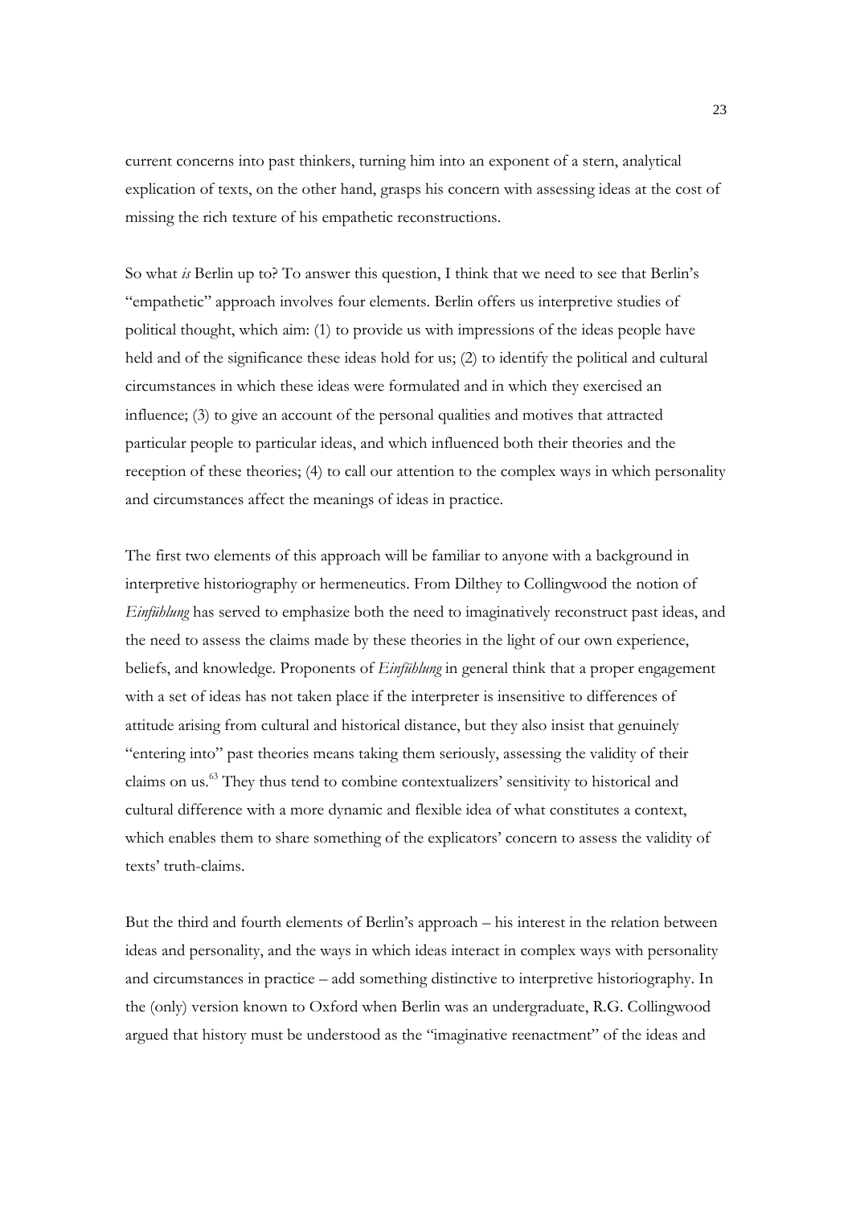current concerns into past thinkers, turning him into an exponent of a stern, analytical explication of texts, on the other hand, grasps his concern with assessing ideas at the cost of missing the rich texture of his empathetic reconstructions.

So what *is* Berlin up to? To answer this question, I think that we need to see that Berlin's "empathetic" approach involves four elements. Berlin offers us interpretive studies of political thought, which aim: (1) to provide us with impressions of the ideas people have held and of the significance these ideas hold for us; (2) to identify the political and cultural circumstances in which these ideas were formulated and in which they exercised an influence; (3) to give an account of the personal qualities and motives that attracted particular people to particular ideas, and which influenced both their theories and the reception of these theories; (4) to call our attention to the complex ways in which personality and circumstances affect the meanings of ideas in practice.

The first two elements of this approach will be familiar to anyone with a background in interpretive historiography or hermeneutics. From Dilthey to Collingwood the notion of *Einfühlung* has served to emphasize both the need to imaginatively reconstruct past ideas, and the need to assess the claims made by these theories in the light of our own experience, beliefs, and knowledge. Proponents of *Einfühlung* in general think that a proper engagement with a set of ideas has not taken place if the interpreter is insensitive to differences of attitude arising from cultural and historical distance, but they also insist that genuinely "entering into" past theories means taking them seriously, assessing the validity of their claims on us.[63] They thus tend to combine contextualizers' sensitivity to historical and cultural difference with a more dynamic and flexible idea of what constitutes a context, which enables them to share something of the explicators' concern to assess the validity of texts' truth-claims.

But the third and fourth elements of Berlin's approach – his interest in the relation between ideas and personality, and the ways in which ideas interact in complex ways with personality and circumstances in practice – add something distinctive to interpretive historiography. In the (only) version known to Oxford when Berlin was an undergraduate, R.G. Collingwood argued that history must be understood as the "imaginative reenactment" of the ideas and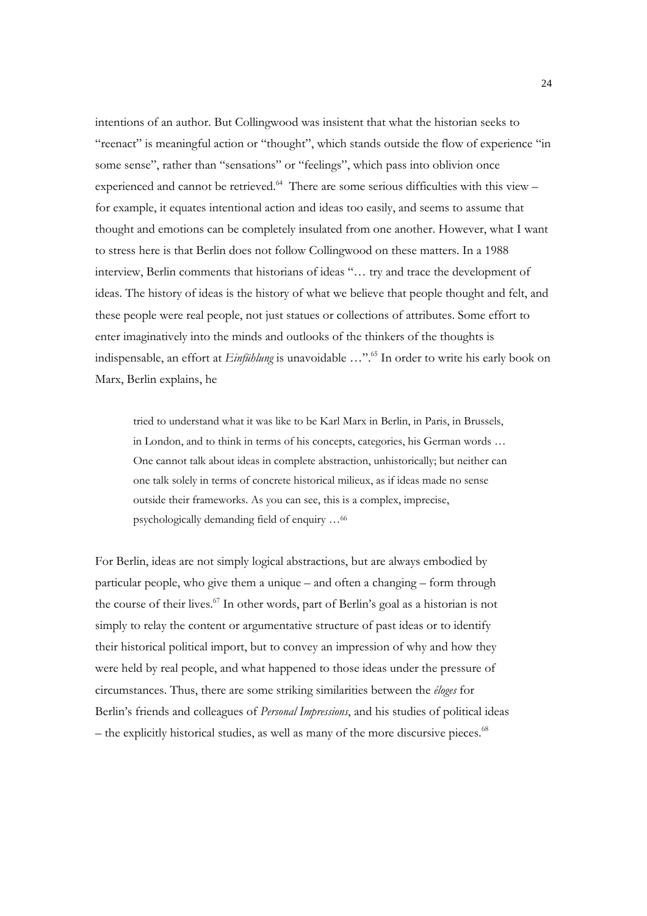intentions of an author. But Collingwood was insistent that what the historian seeks to "reenact" is meaningful action or "thought", which stands outside the flow of experience "in some sense", rather than "sensations" or "feelings", which pass into oblivion once experienced and cannot be retrieved.[64] There are some serious difficulties with this view – for example, it equates intentional action and ideas too easily, and seems to assume that thought and emotions can be completely insulated from one another. However, what I want to stress here is that Berlin does not follow Collingwood on these matters. In a 1988 interview, Berlin comments that historians of ideas "… try and trace the development of ideas. The history of ideas is the history of what we believe that people thought and felt, and these people were real people, not just statues or collections of attributes. Some effort to enter imaginatively into the minds and outlooks of the thinkers of the thoughts is indispensable, an effort at *Einfühlung* is unavoidable …".[65] In order to write his early book on Marx, Berlin explains, he

> tried to understand what it was like to be Karl Marx in Berlin, in Paris, in Brussels, in London, and to think in terms of his concepts, categories, his German words … One cannot talk about ideas in complete abstraction, unhistorically; but neither can one talk solely in terms of concrete historical milieux, as if ideas made no sense outside their frameworks. As you can see, this is a complex, imprecise, psychologically demanding field of enquiry …[66]

For Berlin, ideas are not simply logical abstractions, but are always embodied by particular people, who give them a unique – and often a changing – form through the course of their lives.[67] In other words, part of Berlin's goal as a historian is not simply to relay the content or argumentative structure of past ideas or to identify their historical political import, but to convey an impression of why and how they were held by real people, and what happened to those ideas under the pressure of circumstances. Thus, there are some striking similarities between the *éloges* for Berlin's friends and colleagues of *Personal Impressions*, and his studies of political ideas – the explicitly historical studies, as well as many of the more discursive pieces.[68]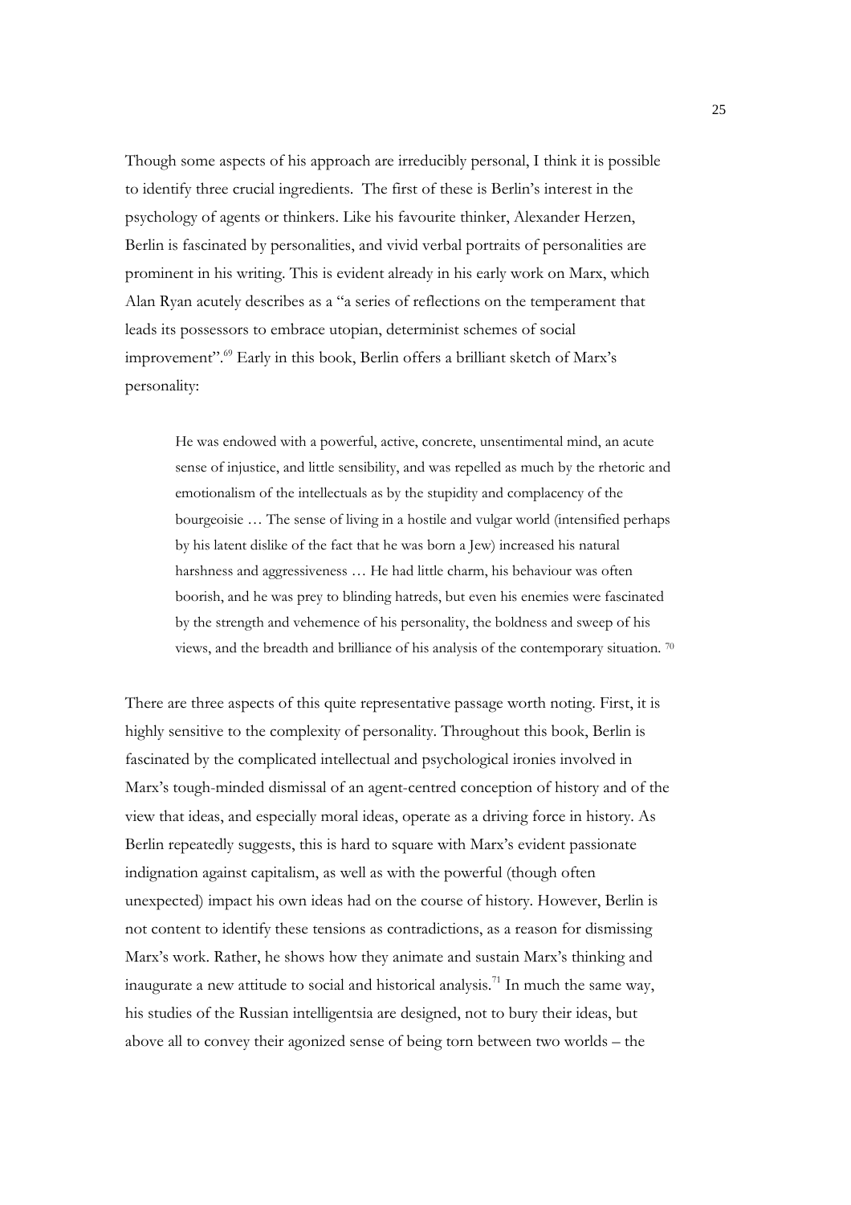Though some aspects of his approach are irreducibly personal, I think it is possible to identify three crucial ingredients. The first of these is Berlin's interest in the psychology of agents or thinkers. Like his favourite thinker, Alexander Herzen, Berlin is fascinated by personalities, and vivid verbal portraits of personalities are prominent in his writing. This is evident already in his early work on Marx, which Alan Ryan acutely describes as a "a series of reflections on the temperament that leads its possessors to embrace utopian, determinist schemes of social improvement".[69] Early in this book, Berlin offers a brilliant sketch of Marx's personality:

> He was endowed with a powerful, active, concrete, unsentimental mind, an acute sense of injustice, and little sensibility, and was repelled as much by the rhetoric and emotionalism of the intellectuals as by the stupidity and complacency of the bourgeoisie … The sense of living in a hostile and vulgar world (intensified perhaps by his latent dislike of the fact that he was born a Jew) increased his natural harshness and aggressiveness … He had little charm, his behaviour was often boorish, and he was prey to blinding hatreds, but even his enemies were fascinated by the strength and vehemence of his personality, the boldness and sweep of his views, and the breadth and brilliance of his analysis of the contemporary situation. [70]

There are three aspects of this quite representative passage worth noting. First, it is highly sensitive to the complexity of personality. Throughout this book, Berlin is fascinated by the complicated intellectual and psychological ironies involved in Marx's tough-minded dismissal of an agent-centred conception of history and of the view that ideas, and especially moral ideas, operate as a driving force in history. As Berlin repeatedly suggests, this is hard to square with Marx's evident passionate indignation against capitalism, as well as with the powerful (though often unexpected) impact his own ideas had on the course of history. However, Berlin is not content to identify these tensions as contradictions, as a reason for dismissing Marx's work. Rather, he shows how they animate and sustain Marx's thinking and inaugurate a new attitude to social and historical analysis.[71] In much the same way, his studies of the Russian intelligentsia are designed, not to bury their ideas, but above all to convey their agonized sense of being torn between two worlds – the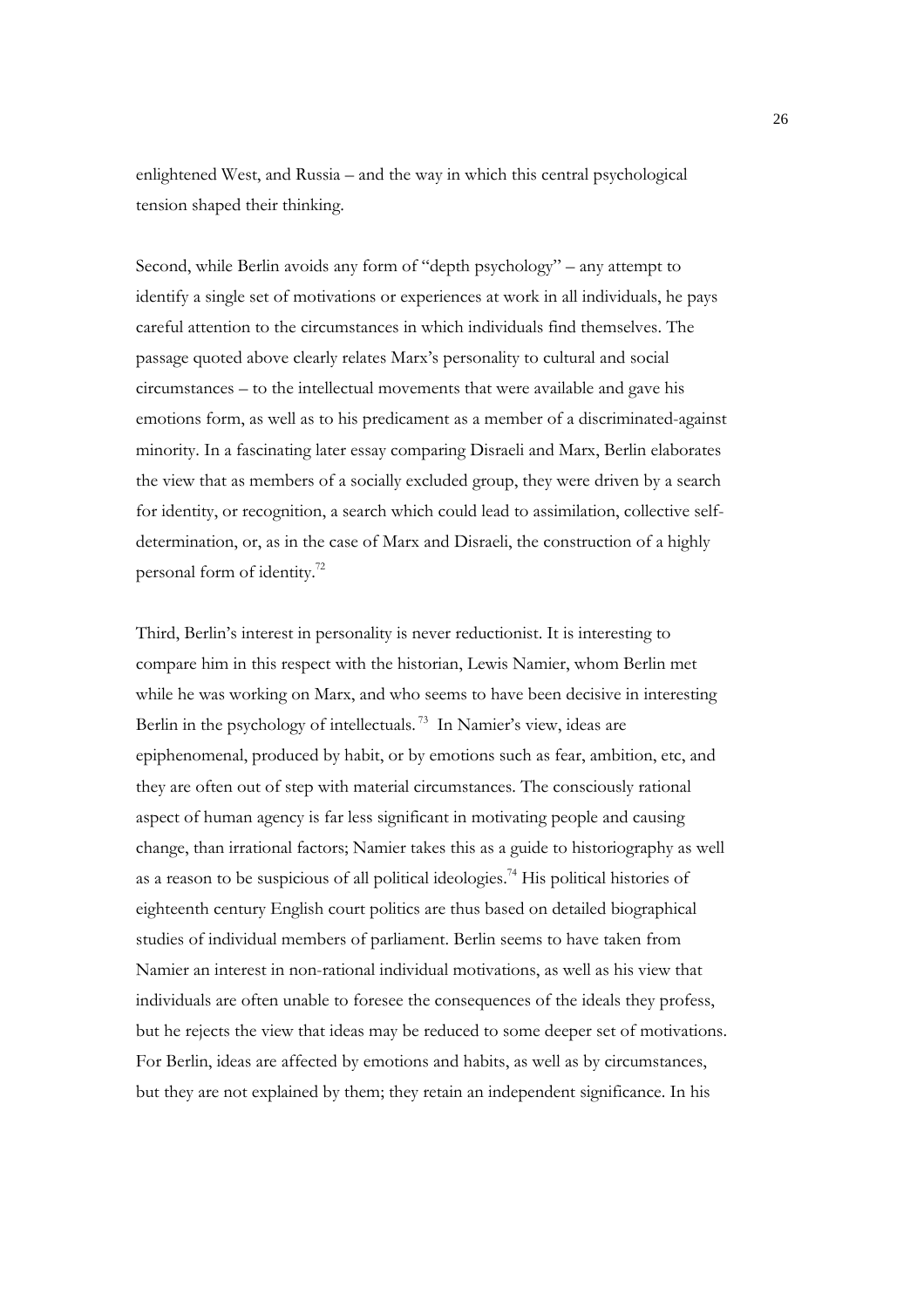enlightened West, and Russia – and the way in which this central psychological tension shaped their thinking.

Second, while Berlin avoids any form of "depth psychology" – any attempt to identify a single set of motivations or experiences at work in all individuals, he pays careful attention to the circumstances in which individuals find themselves. The passage quoted above clearly relates Marx's personality to cultural and social circumstances – to the intellectual movements that were available and gave his emotions form, as well as to his predicament as a member of a discriminated-against minority. In a fascinating later essay comparing Disraeli and Marx, Berlin elaborates the view that as members of a socially excluded group, they were driven by a search for identity, or recognition, a search which could lead to assimilation, collective self-determination, or, as in the case of Marx and Disraeli, the construction of a highly personal form of identity.[72]

Third, Berlin's interest in personality is never reductionist. It is interesting to compare him in this respect with the historian, Lewis Namier, whom Berlin met while he was working on Marx, and who seems to have been decisive in interesting Berlin in the psychology of intellectuals.[73] In Namier's view, ideas are epiphenomenal, produced by habit, or by emotions such as fear, ambition, etc, and they are often out of step with material circumstances. The consciously rational aspect of human agency is far less significant in motivating people and causing change, than irrational factors; Namier takes this as a guide to historiography as well as a reason to be suspicious of all political ideologies.[74] His political histories of eighteenth century English court politics are thus based on detailed biographical studies of individual members of parliament. Berlin seems to have taken from Namier an interest in non-rational individual motivations, as well as his view that individuals are often unable to foresee the consequences of the ideals they profess, but he rejects the view that ideas may be reduced to some deeper set of motivations. For Berlin, ideas are affected by emotions and habits, as well as by circumstances, but they are not explained by them; they retain an independent significance. In his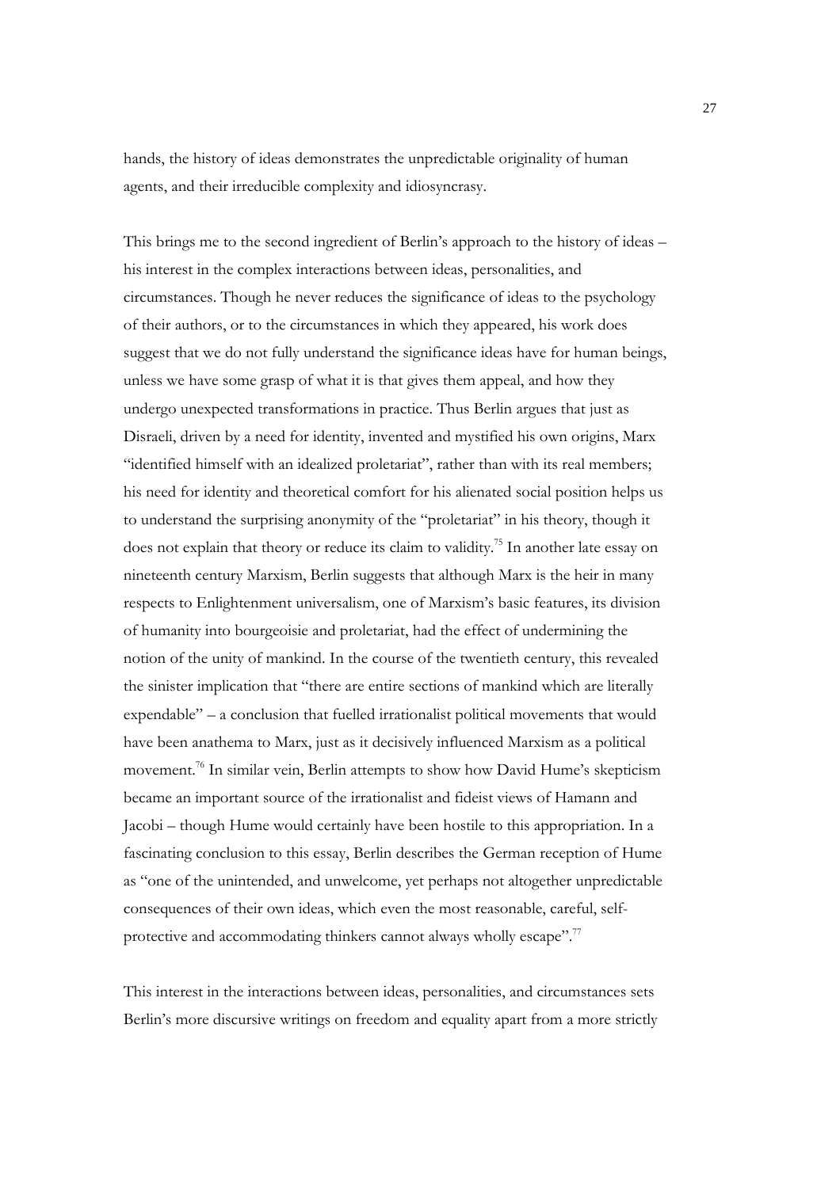hands, the history of ideas demonstrates the unpredictable originality of human agents, and their irreducible complexity and idiosyncrasy.

This brings me to the second ingredient of Berlin's approach to the history of ideas – his interest in the complex interactions between ideas, personalities, and circumstances. Though he never reduces the significance of ideas to the psychology of their authors, or to the circumstances in which they appeared, his work does suggest that we do not fully understand the significance ideas have for human beings, unless we have some grasp of what it is that gives them appeal, and how they undergo unexpected transformations in practice. Thus Berlin argues that just as Disraeli, driven by a need for identity, invented and mystified his own origins, Marx "identified himself with an idealized proletariat", rather than with its real members; his need for identity and theoretical comfort for his alienated social position helps us to understand the surprising anonymity of the "proletariat" in his theory, though it does not explain that theory or reduce its claim to validity.[75] In another late essay on nineteenth century Marxism, Berlin suggests that although Marx is the heir in many respects to Enlightenment universalism, one of Marxism's basic features, its division of humanity into bourgeoisie and proletariat, had the effect of undermining the notion of the unity of mankind. In the course of the twentieth century, this revealed the sinister implication that "there are entire sections of mankind which are literally expendable" – a conclusion that fuelled irrationalist political movements that would have been anathema to Marx, just as it decisively influenced Marxism as a political movement.[76] In similar vein, Berlin attempts to show how David Hume's skepticism became an important source of the irrationalist and fideist views of Hamann and Jacobi – though Hume would certainly have been hostile to this appropriation. In a fascinating conclusion to this essay, Berlin describes the German reception of Hume as "one of the unintended, and unwelcome, yet perhaps not altogether unpredictable consequences of their own ideas, which even the most reasonable, careful, self-protective and accommodating thinkers cannot always wholly escape".[77]

This interest in the interactions between ideas, personalities, and circumstances sets Berlin's more discursive writings on freedom and equality apart from a more strictly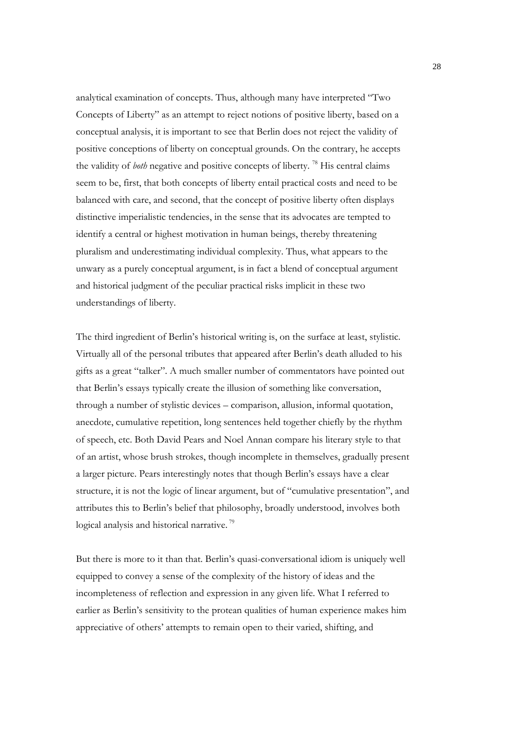analytical examination of concepts. Thus, although many have interpreted "Two Concepts of Liberty" as an attempt to reject notions of positive liberty, based on a conceptual analysis, it is important to see that Berlin does not reject the validity of positive conceptions of liberty on conceptual grounds. On the contrary, he accepts the validity of *both* negative and positive concepts of liberty. [78] His central claims seem to be, first, that both concepts of liberty entail practical costs and need to be balanced with care, and second, that the concept of positive liberty often displays distinctive imperialistic tendencies, in the sense that its advocates are tempted to identify a central or highest motivation in human beings, thereby threatening pluralism and underestimating individual complexity. Thus, what appears to the unwary as a purely conceptual argument, is in fact a blend of conceptual argument and historical judgment of the peculiar practical risks implicit in these two understandings of liberty.

The third ingredient of Berlin's historical writing is, on the surface at least, stylistic. Virtually all of the personal tributes that appeared after Berlin's death alluded to his gifts as a great "talker". A much smaller number of commentators have pointed out that Berlin's essays typically create the illusion of something like conversation, through a number of stylistic devices – comparison, allusion, informal quotation, anecdote, cumulative repetition, long sentences held together chiefly by the rhythm of speech, etc. Both David Pears and Noel Annan compare his literary style to that of an artist, whose brush strokes, though incomplete in themselves, gradually present a larger picture. Pears interestingly notes that though Berlin's essays have a clear structure, it is not the logic of linear argument, but of "cumulative presentation", and attributes this to Berlin's belief that philosophy, broadly understood, involves both logical analysis and historical narrative. [79]

But there is more to it than that. Berlin's quasi-conversational idiom is uniquely well equipped to convey a sense of the complexity of the history of ideas and the incompleteness of reflection and expression in any given life. What I referred to earlier as Berlin's sensitivity to the protean qualities of human experience makes him appreciative of others' attempts to remain open to their varied, shifting, and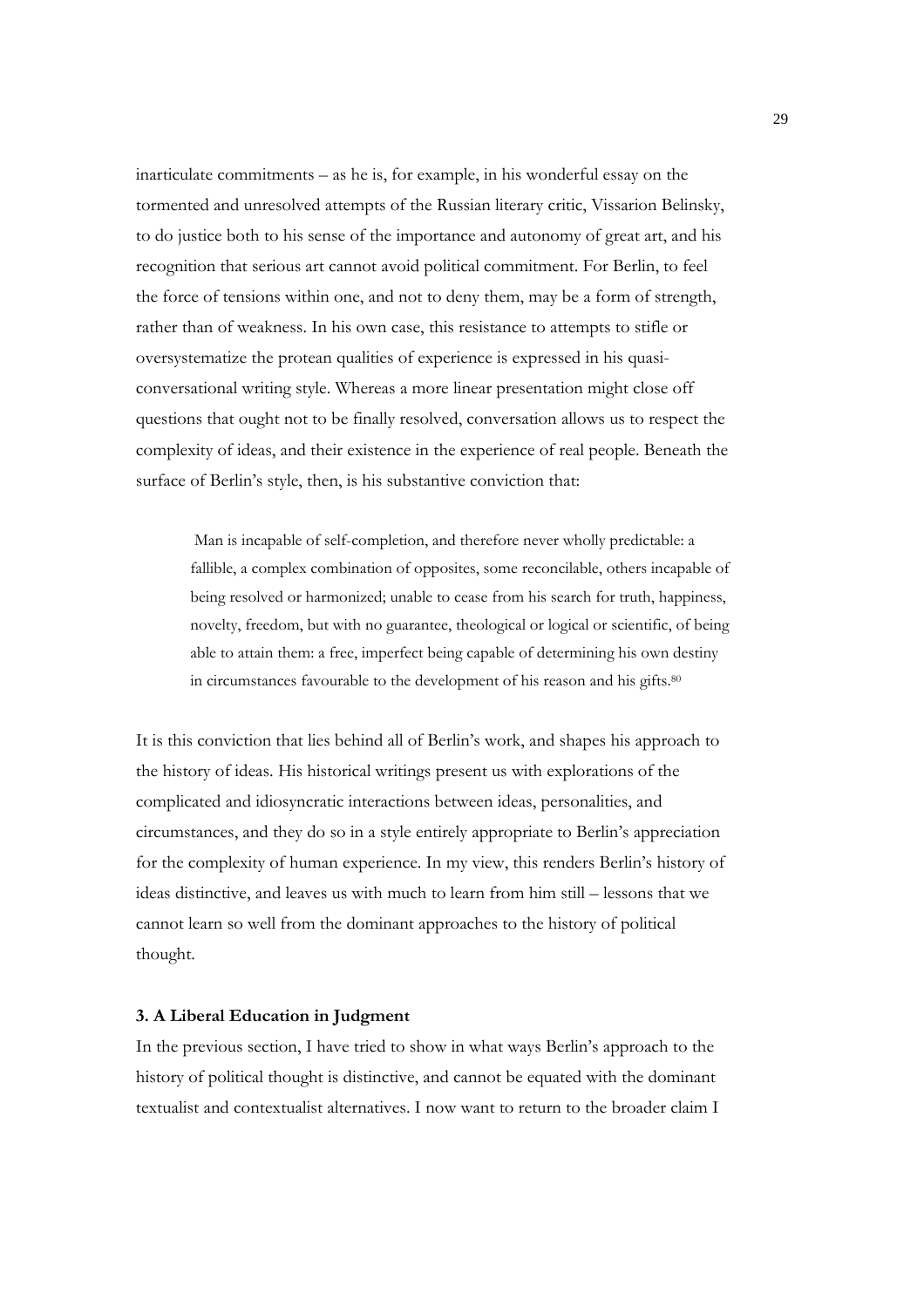inarticulate commitments – as he is, for example, in his wonderful essay on the tormented and unresolved attempts of the Russian literary critic, Vissarion Belinsky, to do justice both to his sense of the importance and autonomy of great art, and his recognition that serious art cannot avoid political commitment. For Berlin, to feel the force of tensions within one, and not to deny them, may be a form of strength, rather than of weakness. In his own case, this resistance to attempts to stifle or oversystematize the protean qualities of experience is expressed in his quasi-conversational writing style. Whereas a more linear presentation might close off questions that ought not to be finally resolved, conversation allows us to respect the complexity of ideas, and their existence in the experience of real people. Beneath the surface of Berlin's style, then, is his substantive conviction that:

> Man is incapable of self-completion, and therefore never wholly predictable: a fallible, a complex combination of opposites, some reconcilable, others incapable of being resolved or harmonized; unable to cease from his search for truth, happiness, novelty, freedom, but with no guarantee, theological or logical or scientific, of being able to attain them: a free, imperfect being capable of determining his own destiny in circumstances favourable to the development of his reason and his gifts.[80]

It is this conviction that lies behind all of Berlin's work, and shapes his approach to the history of ideas. His historical writings present us with explorations of the complicated and idiosyncratic interactions between ideas, personalities, and circumstances, and they do so in a style entirely appropriate to Berlin's appreciation for the complexity of human experience. In my view, this renders Berlin's history of ideas distinctive, and leaves us with much to learn from him still – lessons that we cannot learn so well from the dominant approaches to the history of political thought.

### 3. A Liberal Education in Judgment

In the previous section, I have tried to show in what ways Berlin's approach to the history of political thought is distinctive, and cannot be equated with the dominant textualist and contextualist alternatives. I now want to return to the broader claim I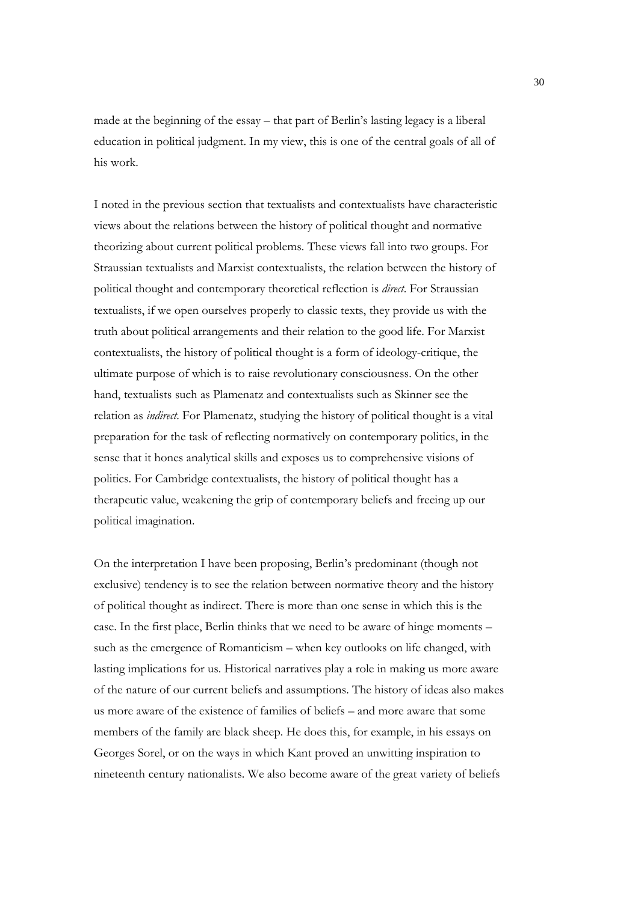made at the beginning of the essay – that part of Berlin's lasting legacy is a liberal education in political judgment. In my view, this is one of the central goals of all of his work.

I noted in the previous section that textualists and contextualists have characteristic views about the relations between the history of political thought and normative theorizing about current political problems. These views fall into two groups. For Straussian textualists and Marxist contextualists, the relation between the history of political thought and contemporary theoretical reflection is *direct*. For Straussian textualists, if we open ourselves properly to classic texts, they provide us with the truth about political arrangements and their relation to the good life. For Marxist contextualists, the history of political thought is a form of ideology-critique, the ultimate purpose of which is to raise revolutionary consciousness. On the other hand, textualists such as Plamenatz and contextualists such as Skinner see the relation as *indirect*. For Plamenatz, studying the history of political thought is a vital preparation for the task of reflecting normatively on contemporary politics, in the sense that it hones analytical skills and exposes us to comprehensive visions of politics. For Cambridge contextualists, the history of political thought has a therapeutic value, weakening the grip of contemporary beliefs and freeing up our political imagination.

On the interpretation I have been proposing, Berlin's predominant (though not exclusive) tendency is to see the relation between normative theory and the history of political thought as indirect. There is more than one sense in which this is the case. In the first place, Berlin thinks that we need to be aware of hinge moments – such as the emergence of Romanticism – when key outlooks on life changed, with lasting implications for us. Historical narratives play a role in making us more aware of the nature of our current beliefs and assumptions. The history of ideas also makes us more aware of the existence of families of beliefs – and more aware that some members of the family are black sheep. He does this, for example, in his essays on Georges Sorel, or on the ways in which Kant proved an unwitting inspiration to nineteenth century nationalists. We also become aware of the great variety of beliefs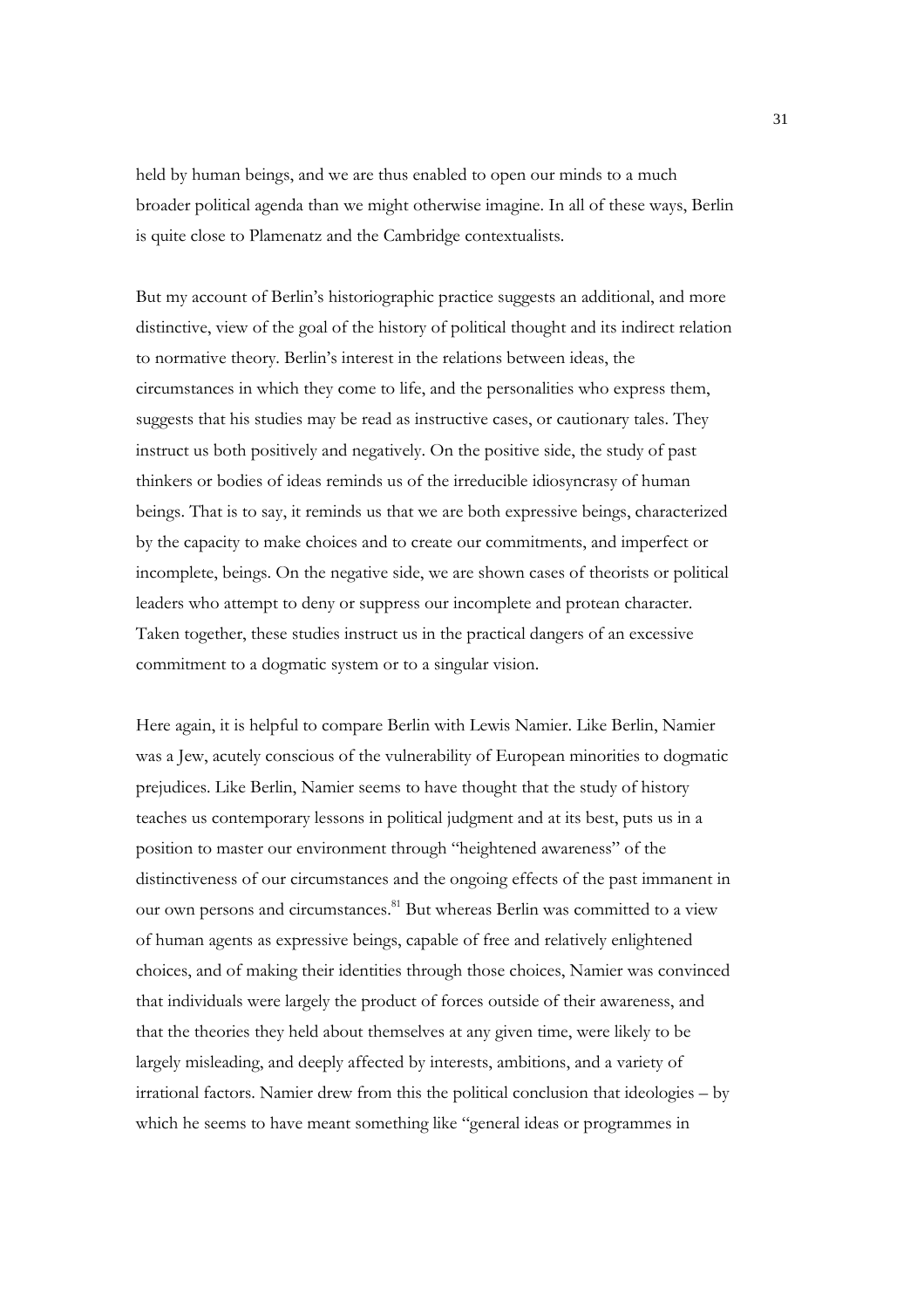held by human beings, and we are thus enabled to open our minds to a much broader political agenda than we might otherwise imagine. In all of these ways, Berlin is quite close to Plamenatz and the Cambridge contextualists.

But my account of Berlin's historiographic practice suggests an additional, and more distinctive, view of the goal of the history of political thought and its indirect relation to normative theory. Berlin's interest in the relations between ideas, the circumstances in which they come to life, and the personalities who express them, suggests that his studies may be read as instructive cases, or cautionary tales. They instruct us both positively and negatively. On the positive side, the study of past thinkers or bodies of ideas reminds us of the irreducible idiosyncrasy of human beings. That is to say, it reminds us that we are both expressive beings, characterized by the capacity to make choices and to create our commitments, and imperfect or incomplete, beings. On the negative side, we are shown cases of theorists or political leaders who attempt to deny or suppress our incomplete and protean character. Taken together, these studies instruct us in the practical dangers of an excessive commitment to a dogmatic system or to a singular vision.

Here again, it is helpful to compare Berlin with Lewis Namier. Like Berlin, Namier was a Jew, acutely conscious of the vulnerability of European minorities to dogmatic prejudices. Like Berlin, Namier seems to have thought that the study of history teaches us contemporary lessons in political judgment and at its best, puts us in a position to master our environment through "heightened awareness" of the distinctiveness of our circumstances and the ongoing effects of the past immanent in our own persons and circumstances.[81] But whereas Berlin was committed to a view of human agents as expressive beings, capable of free and relatively enlightened choices, and of making their identities through those choices, Namier was convinced that individuals were largely the product of forces outside of their awareness, and that the theories they held about themselves at any given time, were likely to be largely misleading, and deeply affected by interests, ambitions, and a variety of irrational factors. Namier drew from this the political conclusion that ideologies – by which he seems to have meant something like "general ideas or programmes in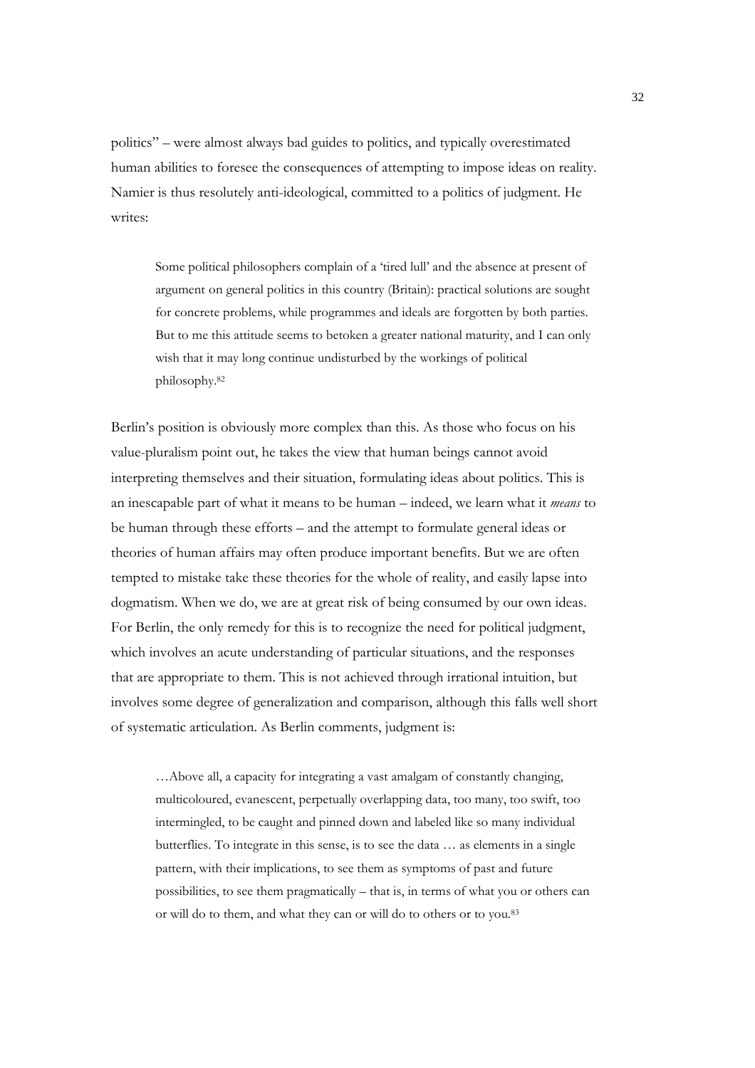politics" – were almost always bad guides to politics, and typically overestimated human abilities to foresee the consequences of attempting to impose ideas on reality. Namier is thus resolutely anti-ideological, committed to a politics of judgment. He writes:

> Some political philosophers complain of a 'tired lull' and the absence at present of argument on general politics in this country (Britain): practical solutions are sought for concrete problems, while programmes and ideals are forgotten by both parties. But to me this attitude seems to betoken a greater national maturity, and I can only wish that it may long continue undisturbed by the workings of political philosophy.[82]

Berlin's position is obviously more complex than this. As those who focus on his value-pluralism point out, he takes the view that human beings cannot avoid interpreting themselves and their situation, formulating ideas about politics. This is an inescapable part of what it means to be human – indeed, we learn what it *means* to be human through these efforts – and the attempt to formulate general ideas or theories of human affairs may often produce important benefits. But we are often tempted to mistake take these theories for the whole of reality, and easily lapse into dogmatism. When we do, we are at great risk of being consumed by our own ideas. For Berlin, the only remedy for this is to recognize the need for political judgment, which involves an acute understanding of particular situations, and the responses that are appropriate to them. This is not achieved through irrational intuition, but involves some degree of generalization and comparison, although this falls well short of systematic articulation. As Berlin comments, judgment is:

> …Above all, a capacity for integrating a vast amalgam of constantly changing, multicoloured, evanescent, perpetually overlapping data, too many, too swift, too intermingled, to be caught and pinned down and labeled like so many individual butterflies. To integrate in this sense, is to see the data … as elements in a single pattern, with their implications, to see them as symptoms of past and future possibilities, to see them pragmatically – that is, in terms of what you or others can or will do to them, and what they can or will do to others or to you.[83]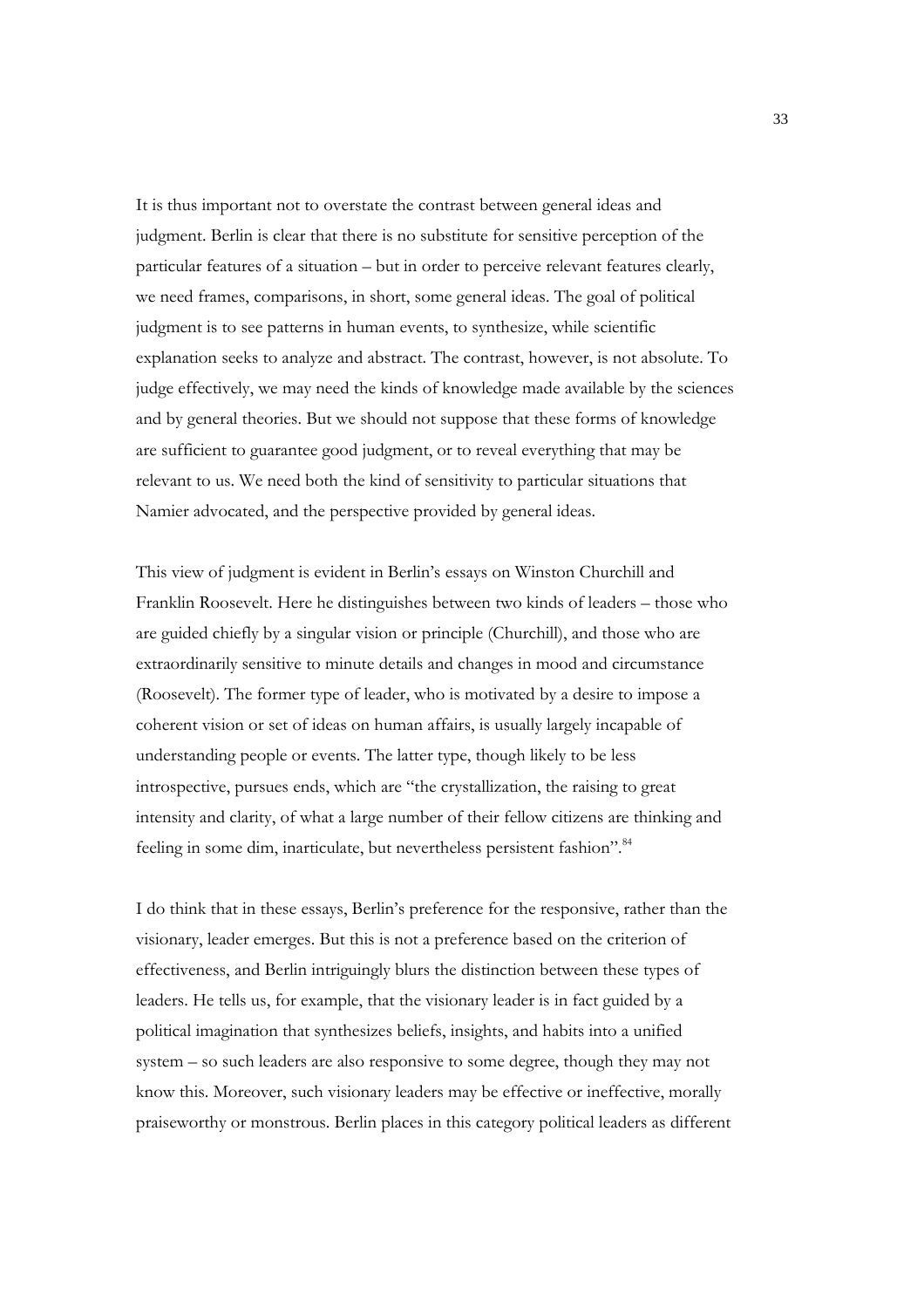It is thus important not to overstate the contrast between general ideas and judgment. Berlin is clear that there is no substitute for sensitive perception of the particular features of a situation – but in order to perceive relevant features clearly, we need frames, comparisons, in short, some general ideas. The goal of political judgment is to see patterns in human events, to synthesize, while scientific explanation seeks to analyze and abstract. The contrast, however, is not absolute. To judge effectively, we may need the kinds of knowledge made available by the sciences and by general theories. But we should not suppose that these forms of knowledge are sufficient to guarantee good judgment, or to reveal everything that may be relevant to us. We need both the kind of sensitivity to particular situations that Namier advocated, and the perspective provided by general ideas.

This view of judgment is evident in Berlin's essays on Winston Churchill and Franklin Roosevelt. Here he distinguishes between two kinds of leaders – those who are guided chiefly by a singular vision or principle (Churchill), and those who are extraordinarily sensitive to minute details and changes in mood and circumstance (Roosevelt). The former type of leader, who is motivated by a desire to impose a coherent vision or set of ideas on human affairs, is usually largely incapable of understanding people or events. The latter type, though likely to be less introspective, pursues ends, which are "the crystallization, the raising to great intensity and clarity, of what a large number of their fellow citizens are thinking and feeling in some dim, inarticulate, but nevertheless persistent fashion".[84]

I do think that in these essays, Berlin's preference for the responsive, rather than the visionary, leader emerges. But this is not a preference based on the criterion of effectiveness, and Berlin intriguingly blurs the distinction between these types of leaders. He tells us, for example, that the visionary leader is in fact guided by a political imagination that synthesizes beliefs, insights, and habits into a unified system – so such leaders are also responsive to some degree, though they may not know this. Moreover, such visionary leaders may be effective or ineffective, morally praiseworthy or monstrous. Berlin places in this category political leaders as different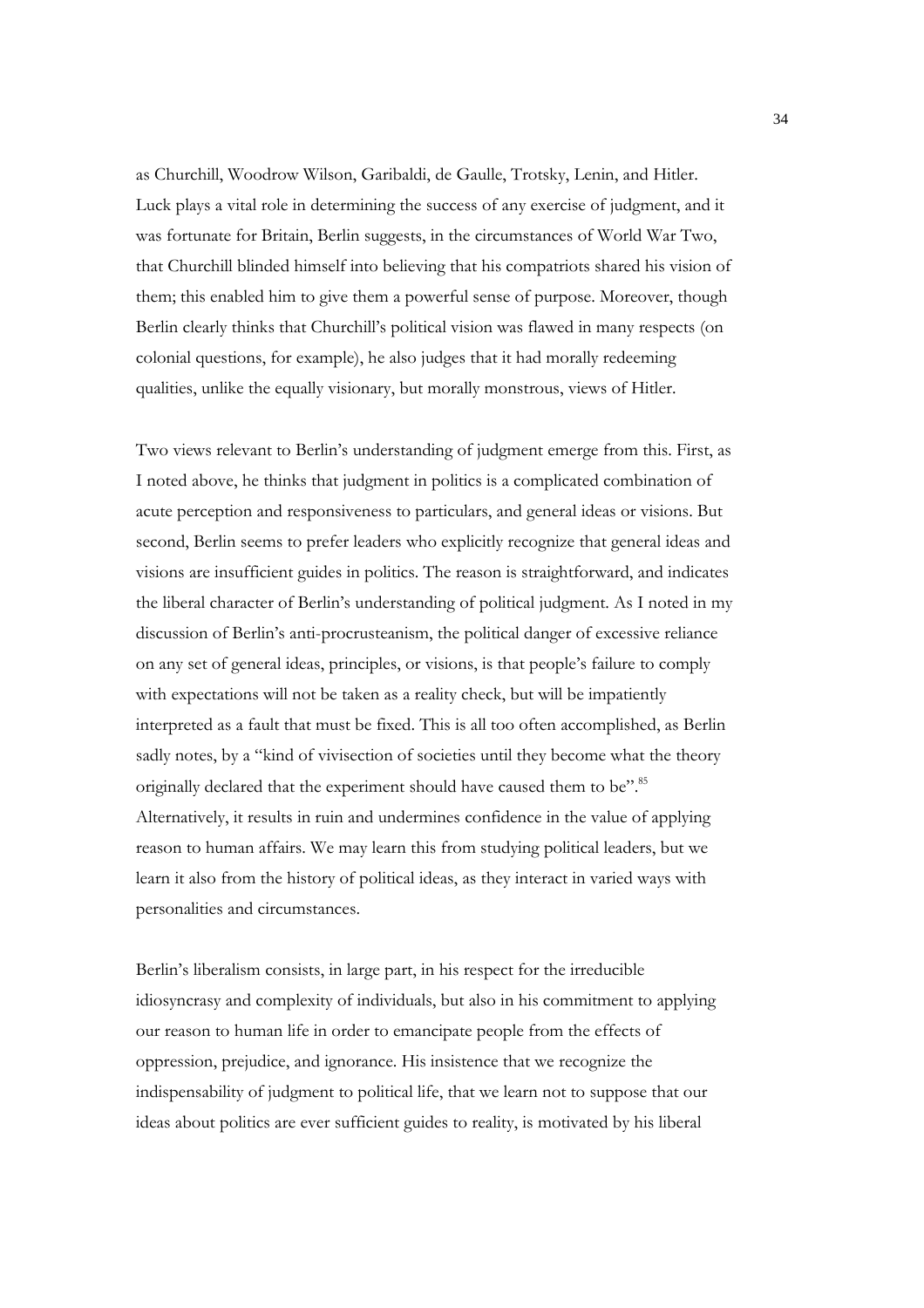as Churchill, Woodrow Wilson, Garibaldi, de Gaulle, Trotsky, Lenin, and Hitler. Luck plays a vital role in determining the success of any exercise of judgment, and it was fortunate for Britain, Berlin suggests, in the circumstances of World War Two, that Churchill blinded himself into believing that his compatriots shared his vision of them; this enabled him to give them a powerful sense of purpose. Moreover, though Berlin clearly thinks that Churchill's political vision was flawed in many respects (on colonial questions, for example), he also judges that it had morally redeeming qualities, unlike the equally visionary, but morally monstrous, views of Hitler.

Two views relevant to Berlin's understanding of judgment emerge from this. First, as I noted above, he thinks that judgment in politics is a complicated combination of acute perception and responsiveness to particulars, and general ideas or visions. But second, Berlin seems to prefer leaders who explicitly recognize that general ideas and visions are insufficient guides in politics. The reason is straightforward, and indicates the liberal character of Berlin's understanding of political judgment. As I noted in my discussion of Berlin's anti-procrusteanism, the political danger of excessive reliance on any set of general ideas, principles, or visions, is that people's failure to comply with expectations will not be taken as a reality check, but will be impatiently interpreted as a fault that must be fixed. This is all too often accomplished, as Berlin sadly notes, by a "kind of vivisection of societies until they become what the theory originally declared that the experiment should have caused them to be".[85] Alternatively, it results in ruin and undermines confidence in the value of applying reason to human affairs. We may learn this from studying political leaders, but we learn it also from the history of political ideas, as they interact in varied ways with personalities and circumstances.

Berlin's liberalism consists, in large part, in his respect for the irreducible idiosyncrasy and complexity of individuals, but also in his commitment to applying our reason to human life in order to emancipate people from the effects of oppression, prejudice, and ignorance. His insistence that we recognize the indispensability of judgment to political life, that we learn not to suppose that our ideas about politics are ever sufficient guides to reality, is motivated by his liberal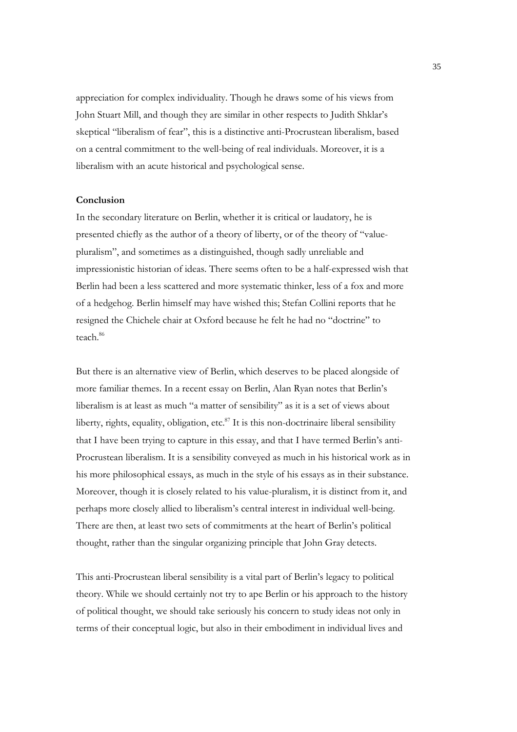appreciation for complex individuality. Though he draws some of his views from John Stuart Mill, and though they are similar in other respects to Judith Shklar's skeptical "liberalism of fear", this is a distinctive anti-Procrustean liberalism, based on a central commitment to the well-being of real individuals. Moreover, it is a liberalism with an acute historical and psychological sense.

**Conclusion**

In the secondary literature on Berlin, whether it is critical or laudatory, he is presented chiefly as the author of a theory of liberty, or of the theory of "value-pluralism", and sometimes as a distinguished, though sadly unreliable and impressionistic historian of ideas. There seems often to be a half-expressed wish that Berlin had been a less scattered and more systematic thinker, less of a fox and more of a hedgehog. Berlin himself may have wished this; Stefan Collini reports that he resigned the Chichele chair at Oxford because he felt he had no "doctrine" to teach.[86]

But there is an alternative view of Berlin, which deserves to be placed alongside of more familiar themes. In a recent essay on Berlin, Alan Ryan notes that Berlin's liberalism is at least as much "a matter of sensibility" as it is a set of views about liberty, rights, equality, obligation, etc.[87] It is this non-doctrinaire liberal sensibility that I have been trying to capture in this essay, and that I have termed Berlin's anti-Procrustean liberalism. It is a sensibility conveyed as much in his historical work as in his more philosophical essays, as much in the style of his essays as in their substance. Moreover, though it is closely related to his value-pluralism, it is distinct from it, and perhaps more closely allied to liberalism's central interest in individual well-being. There are then, at least two sets of commitments at the heart of Berlin's political thought, rather than the singular organizing principle that John Gray detects.

This anti-Procrustean liberal sensibility is a vital part of Berlin's legacy to political theory. While we should certainly not try to ape Berlin or his approach to the history of political thought, we should take seriously his concern to study ideas not only in terms of their conceptual logic, but also in their embodiment in individual lives and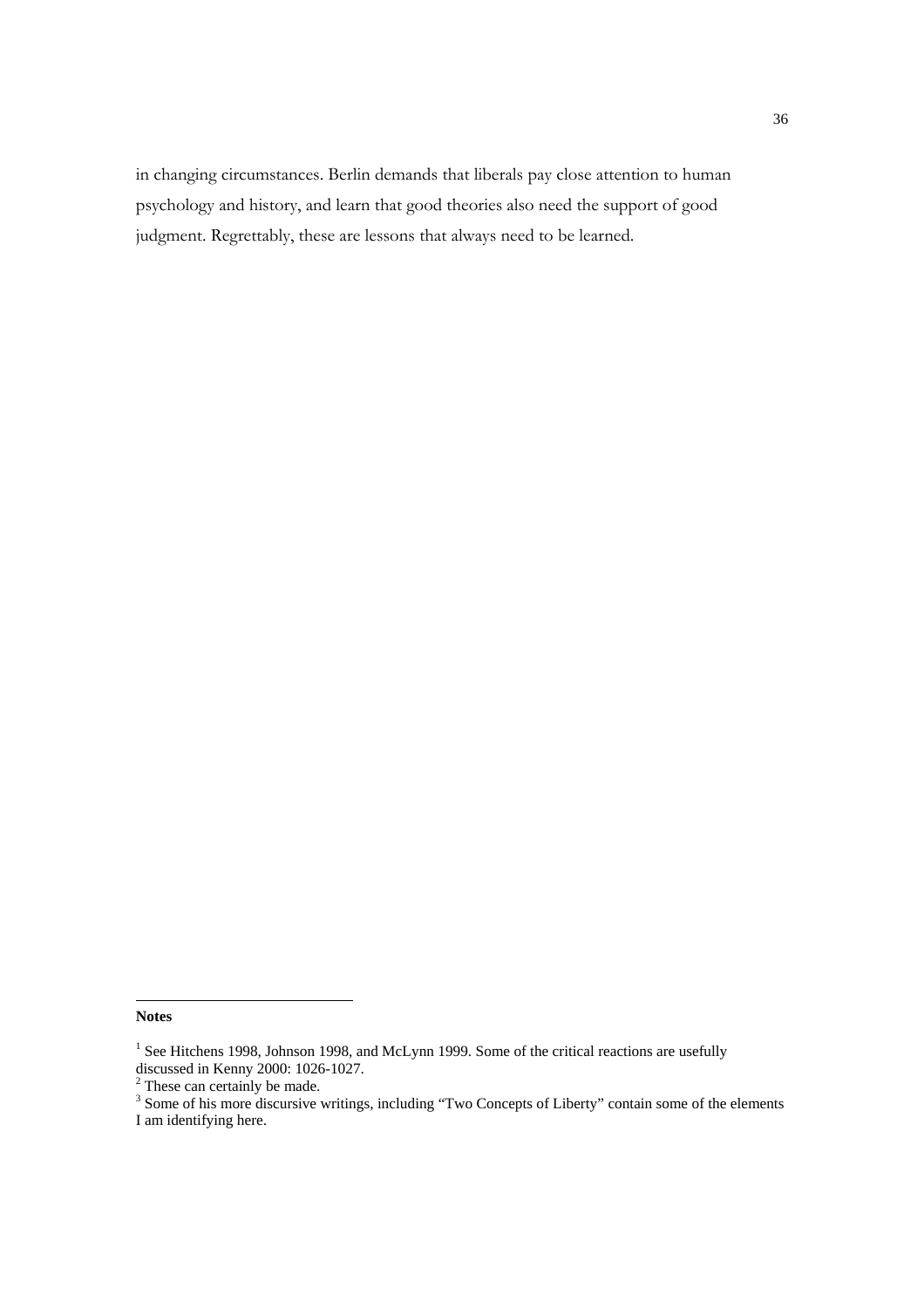in changing circumstances. Berlin demands that liberals pay close attention to human psychology and history, and learn that good theories also need the support of good judgment. Regrettably, these are lessons that always need to be learned.

---

**Notes**

[1] See Hitchens 1998, Johnson 1998, and McLynn 1999. Some of the critical reactions are usefully discussed in Kenny 2000: 1026-1027.

[2] These can certainly be made.

[3] Some of his more discursive writings, including "Two Concepts of Liberty" contain some of the elements I am identifying here.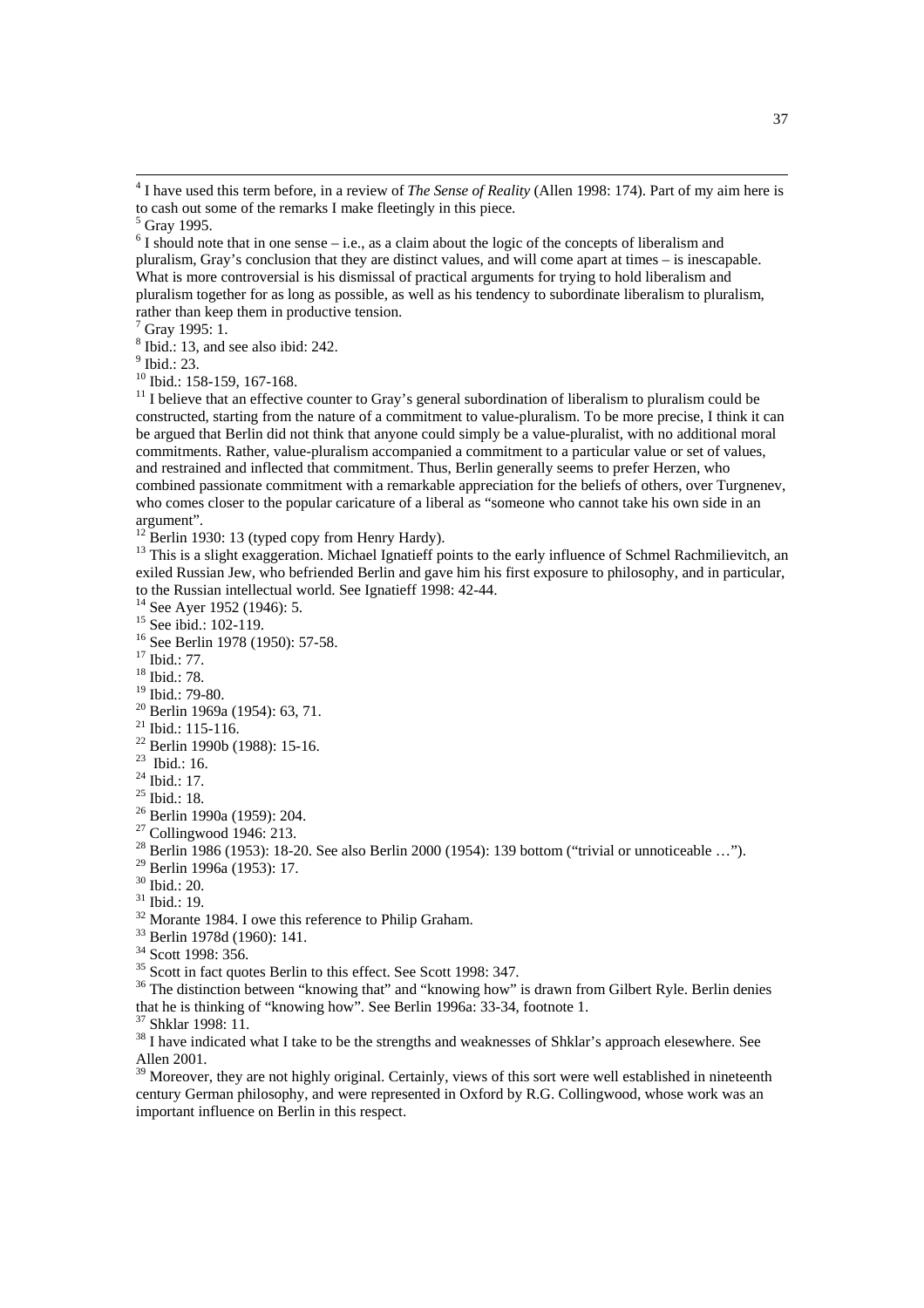[4] I have used this term before, in a review of *The Sense of Reality* (Allen 1998: 174). Part of my aim here is to cash out some of the remarks I make fleetingly in this piece.

[5] Gray 1995.

[6] I should note that in one sense – i.e., as a claim about the logic of the concepts of liberalism and pluralism, Gray's conclusion that they are distinct values, and will come apart at times – is inescapable. What is more controversial is his dismissal of practical arguments for trying to hold liberalism and pluralism together for as long as possible, as well as his tendency to subordinate liberalism to pluralism, rather than keep them in productive tension.

[7] Gray 1995: 1.

[8] Ibid.: 13, and see also ibid: 242.

[9] Ibid.: 23.

[10] Ibid.: 158-159, 167-168.

[11] I believe that an effective counter to Gray's general subordination of liberalism to pluralism could be constructed, starting from the nature of a commitment to value-pluralism. To be more precise, I think it can be argued that Berlin did not think that anyone could simply be a value-pluralist, with no additional moral commitments. Rather, value-pluralism accompanied a commitment to a particular value or set of values, and restrained and inflected that commitment. Thus, Berlin generally seems to prefer Herzen, who combined passionate commitment with a remarkable appreciation for the beliefs of others, over Turgnenev, who comes closer to the popular caricature of a liberal as "someone who cannot take his own side in an argument".

[12] Berlin 1930: 13 (typed copy from Henry Hardy).

[13] This is a slight exaggeration. Michael Ignatieff points to the early influence of Schmel Rachmilievitch, an exiled Russian Jew, who befriended Berlin and gave him his first exposure to philosophy, and in particular, to the Russian intellectual world. See Ignatieff 1998: 42-44.

[14] See Ayer 1952 (1946): 5.

[15] See ibid.: 102-119.

[16] See Berlin 1978 (1950): 57-58.

[17] Ibid.: 77.

[18] Ibid.: 78.

[19] Ibid.: 79-80.

[20] Berlin 1969a (1954): 63, 71.

[21] Ibid.: 115-116.

[22] Berlin 1990b (1988): 15-16.

[23] Ibid.: 16.

[24] Ibid.: 17.

[25] Ibid.: 18.

[26] Berlin 1990a (1959): 204.

[27] Collingwood 1946: 213.

[28] Berlin 1986 (1953): 18-20. See also Berlin 2000 (1954): 139 bottom ("trivial or unnoticeable …").

[29] Berlin 1996a (1953): 17.

[30] Ibid.: 20.

[31] Ibid.: 19.

[32] Morante 1984. I owe this reference to Philip Graham.

[33] Berlin 1978d (1960): 141.

[34] Scott 1998: 356.

[35] Scott in fact quotes Berlin to this effect. See Scott 1998: 347.

[36] The distinction between "knowing that" and "knowing how" is drawn from Gilbert Ryle. Berlin denies that he is thinking of "knowing how". See Berlin 1996a: 33-34, footnote 1.

[37] Shklar 1998: 11.

[38] I have indicated what I take to be the strengths and weaknesses of Shklar's approach elesewhere. See Allen 2001.

[39] Moreover, they are not highly original. Certainly, views of this sort were well established in nineteenth century German philosophy, and were represented in Oxford by R.G. Collingwood, whose work was an important influence on Berlin in this respect.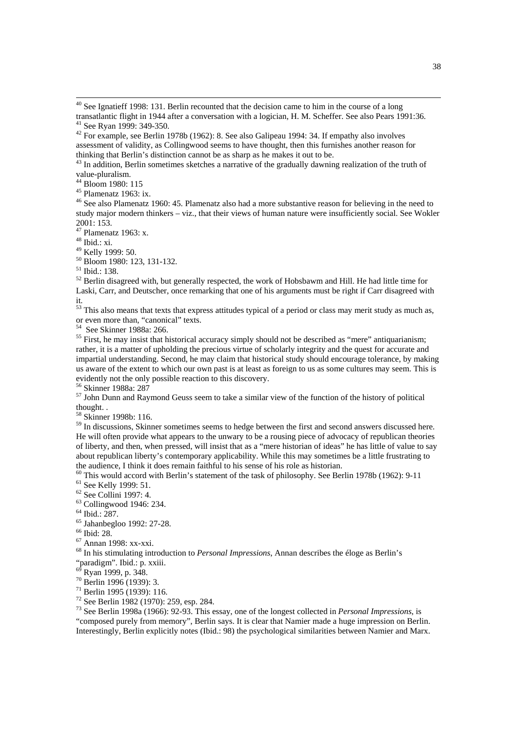[40] See Ignatieff 1998: 131. Berlin recounted that the decision came to him in the course of a long transatlantic flight in 1944 after a conversation with a logician, H. M. Scheffer. See also Pears 1991:36.

[41] See Ryan 1999: 349-350.

[42] For example, see Berlin 1978b (1962): 8. See also Galipeau 1994: 34. If empathy also involves assessment of validity, as Collingwood seems to have thought, then this furnishes another reason for thinking that Berlin's distinction cannot be as sharp as he makes it out to be.

[43] In addition, Berlin sometimes sketches a narrative of the gradually dawning realization of the truth of value-pluralism.

[44] Bloom 1980: 115

[45] Plamenatz 1963: ix.

[46] See also Plamenatz 1960: 45. Plamenatz also had a more substantive reason for believing in the need to study major modern thinkers – viz., that their views of human nature were insufficiently social. See Wokler 2001: 153.

[47] Plamenatz 1963: x.

[48] Ibid.: xi.

[49] Kelly 1999: 50.

[50] Bloom 1980: 123, 131-132.

[51] Ibid.: 138.

[52] Berlin disagreed with, but generally respected, the work of Hobsbawm and Hill. He had little time for Laski, Carr, and Deutscher, once remarking that one of his arguments must be right if Carr disagreed with it.

[53] This also means that texts that express attitudes typical of a period or class may merit study as much as, or even more than, "canonical" texts.

[54] See Skinner 1988a: 266.

[55] First, he may insist that historical accuracy simply should not be described as "mere" antiquarianism; rather, it is a matter of upholding the precious virtue of scholarly integrity and the quest for accurate and impartial understanding. Second, he may claim that historical study should encourage tolerance, by making us aware of the extent to which our own past is at least as foreign to us as some cultures may seem. This is evidently not the only possible reaction to this discovery.

[56] Skinner 1988a: 287

[57] John Dunn and Raymond Geuss seem to take a similar view of the function of the history of political thought. .

[58] Skinner 1998b: 116.

[59] In discussions, Skinner sometimes seems to hedge between the first and second answers discussed here. He will often provide what appears to the unwary to be a rousing piece of advocacy of republican theories of liberty, and then, when pressed, will insist that as a "mere historian of ideas" he has little of value to say about republican liberty's contemporary applicability. While this may sometimes be a little frustrating to the audience, I think it does remain faithful to his sense of his role as historian.

[60] This would accord with Berlin's statement of the task of philosophy. See Berlin 1978b (1962): 9-11

[61] See Kelly 1999: 51.

[62] See Collini 1997: 4.

[63] Collingwood 1946: 234.

[64] Ibid.: 287.

[65] Jahanbegloo 1992: 27-28.

[66] Ibid: 28.

[67] Annan 1998: xx-xxi.

[68] In his stimulating introduction to *Personal Impressions*, Annan describes the éloge as Berlin's "paradigm". Ibid.: p. xxiii.

[69] Ryan 1999, p. 348.

[70] Berlin 1996 (1939): 3.

[71] Berlin 1995 (1939): 116.

[72] See Berlin 1982 (1970): 259, esp. 284.

[73] See Berlin 1998a (1966): 92-93. This essay, one of the longest collected in *Personal Impressions*, is "composed purely from memory", Berlin says. It is clear that Namier made a huge impression on Berlin. Interestingly, Berlin explicitly notes (Ibid.: 98) the psychological similarities between Namier and Marx.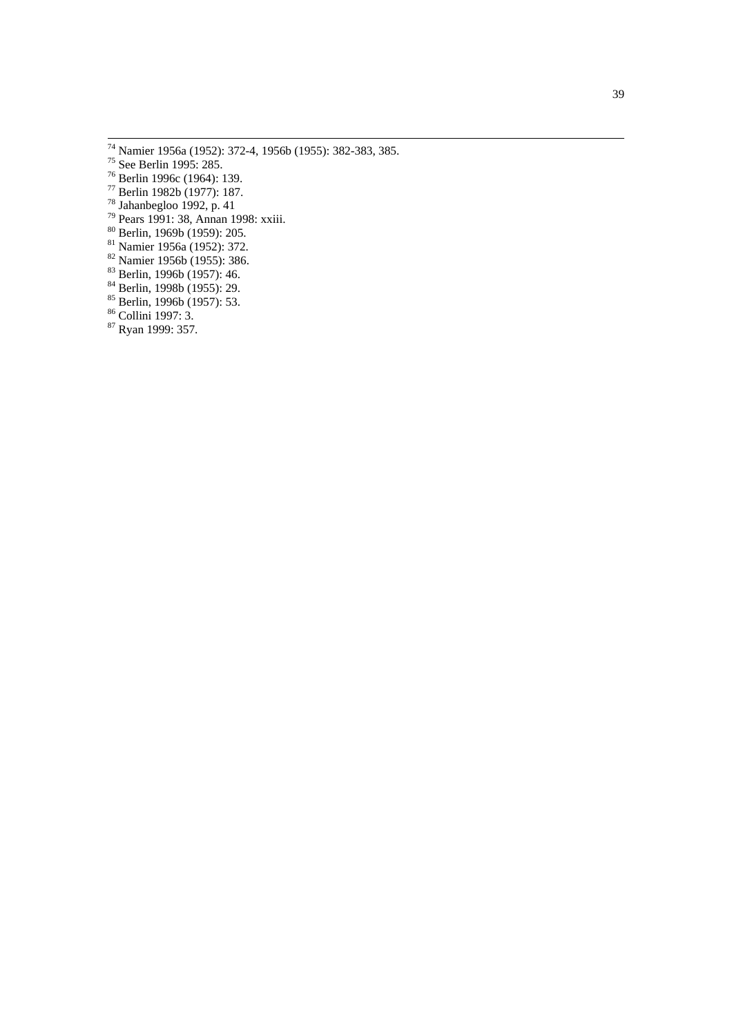[74] Namier 1956a (1952): 372-4, 1956b (1955): 382-383, 385.
[75] See Berlin 1995: 285.
[76] Berlin 1996c (1964): 139.
[77] Berlin 1982b (1977): 187.
[78] Jahanbegloo 1992, p. 41
[79] Pears 1991: 38, Annan 1998: xxiii.
[80] Berlin, 1969b (1959): 205.
[81] Namier 1956a (1952): 372.
[82] Namier 1956b (1955): 386.
[83] Berlin, 1996b (1957): 46.
[84] Berlin, 1998b (1955): 29.
[85] Berlin, 1996b (1957): 53.
[86] Collini 1997: 3.
[87] Ryan 1999: 357.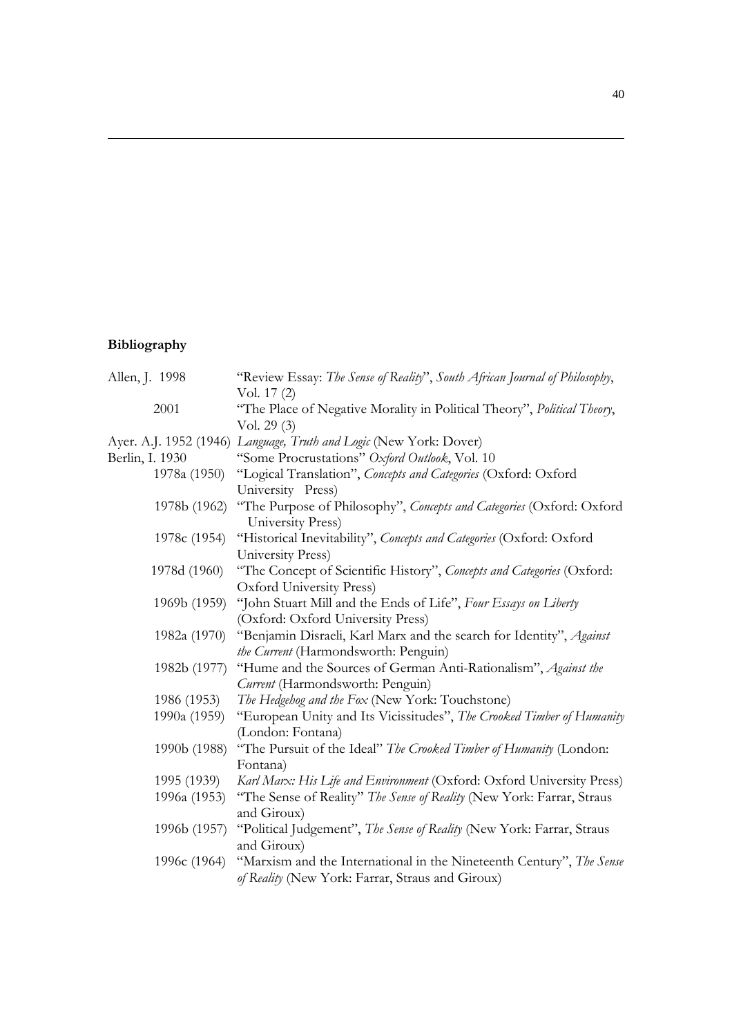## Bibliography

Allen, J. 1998 "Review Essay: *The Sense of Reality*", *South African Journal of Philosophy*, Vol. 17 (2)

2001 "The Place of Negative Morality in Political Theory", *Political Theory*, Vol. 29 (3)

Ayer. A.J. 1952 (1946) *Language, Truth and Logic* (New York: Dover)

Berlin, I. 1930 "Some Procrustations" *Oxford Outlook*, Vol. 10

1978a (1950) "Logical Translation", *Concepts and Categories* (Oxford: Oxford University Press)

1978b (1962) "The Purpose of Philosophy", *Concepts and Categories* (Oxford: Oxford University Press)

1978c (1954) "Historical Inevitability", *Concepts and Categories* (Oxford: Oxford University Press)

1978d (1960) "The Concept of Scientific History", *Concepts and Categories* (Oxford: Oxford University Press)

1969b (1959) "John Stuart Mill and the Ends of Life", *Four Essays on Liberty* (Oxford: Oxford University Press)

1982a (1970) "Benjamin Disraeli, Karl Marx and the search for Identity", *Against the Current* (Harmondsworth: Penguin)

1982b (1977) "Hume and the Sources of German Anti-Rationalism", *Against the Current* (Harmondsworth: Penguin)

1986 (1953) *The Hedgehog and the Fox* (New York: Touchstone)

1990a (1959) "European Unity and Its Vicissitudes", *The Crooked Timber of Humanity* (London: Fontana)

1990b (1988) "The Pursuit of the Ideal" *The Crooked Timber of Humanity* (London: Fontana)

1995 (1939) *Karl Marx: His Life and Environment* (Oxford: Oxford University Press)

1996a (1953) "The Sense of Reality" *The Sense of Reality* (New York: Farrar, Straus and Giroux)

1996b (1957) "Political Judgement", *The Sense of Reality* (New York: Farrar, Straus and Giroux)

1996c (1964) "Marxism and the International in the Nineteenth Century", *The Sense of Reality* (New York: Farrar, Straus and Giroux)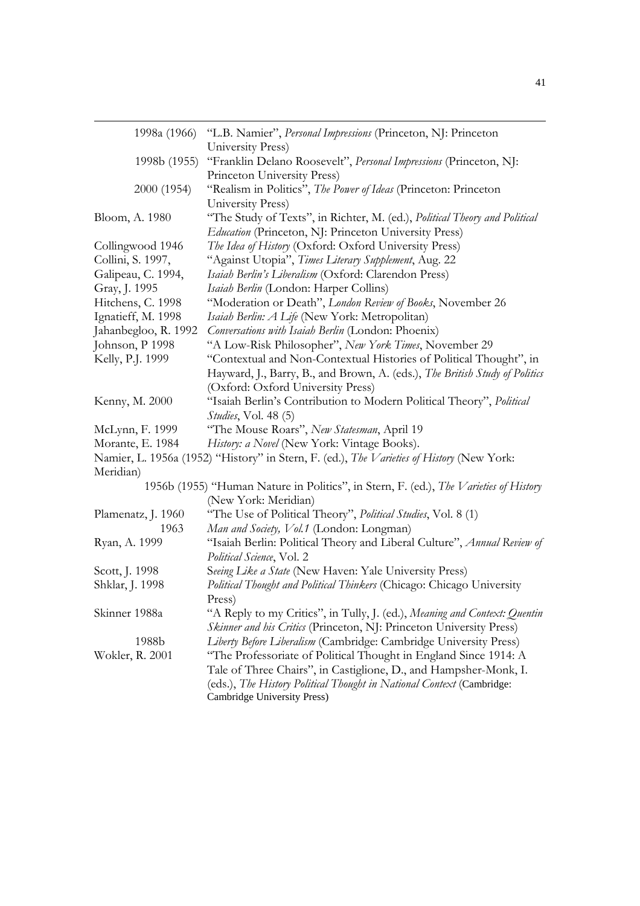1998a (1966) "L.B. Namier", *Personal Impressions* (Princeton, NJ: Princeton University Press)

1998b (1955) "Franklin Delano Roosevelt", *Personal Impressions* (Princeton, NJ: Princeton University Press)

2000 (1954) "Realism in Politics", *The Power of Ideas* (Princeton: Princeton University Press)

Bloom, A. 1980 "The Study of Texts", in Richter, M. (ed.), *Political Theory and Political Education* (Princeton, NJ: Princeton University Press)

Collingwood 1946 *The Idea of History* (Oxford: Oxford University Press)

Collini, S. 1997, "Against Utopia", *Times Literary Supplement*, Aug. 22

Galipeau, C. 1994, *Isaiah Berlin's Liberalism* (Oxford: Clarendon Press)

Gray, J. 1995 *Isaiah Berlin* (London: Harper Collins)

Hitchens, C. 1998 "Moderation or Death", *London Review of Books*, November 26

Ignatieff, M. 1998 *Isaiah Berlin: A Life* (New York: Metropolitan)

Jahanbegloo, R. 1992 *Conversations with Isaiah Berlin* (London: Phoenix)

Johnson, P 1998 "A Low-Risk Philosopher", *New York Times*, November 29

Kelly, P.J. 1999 "Contextual and Non-Contextual Histories of Political Thought", in Hayward, J., Barry, B., and Brown, A. (eds.), *The British Study of Politics* (Oxford: Oxford University Press)

Kenny, M. 2000 "Isaiah Berlin's Contribution to Modern Political Theory", *Political Studies*, Vol. 48 (5)

McLynn, F. 1999 "The Mouse Roars", *New Statesman*, April 19

Morante, E. 1984 *History: a Novel* (New York: Vintage Books).

Namier, L. 1956a (1952) "History" in Stern, F. (ed.), *The Varieties of History* (New York: Meridian)

1956b (1955) "Human Nature in Politics", in Stern, F. (ed.), *The Varieties of History* (New York: Meridian)

Plamenatz, J. 1960 "The Use of Political Theory", *Political Studies*, Vol. 8 (1)

1963 *Man and Society, Vol.1* (London: Longman)

Ryan, A. 1999 "Isaiah Berlin: Political Theory and Liberal Culture", *Annual Review of Political Science*, Vol. 2

Scott, J. 1998 *Seeing Like a State* (New Haven: Yale University Press)

Shklar, J. 1998 *Political Thought and Political Thinkers* (Chicago: Chicago University Press)

Skinner 1988a "A Reply to my Critics", in Tully, J. (ed.), *Meaning and Context: Quentin Skinner and his Critics* (Princeton, NJ: Princeton University Press)

1988b *Liberty Before Liberalism* (Cambridge: Cambridge University Press)

Wokler, R. 2001 "The Professoriate of Political Thought in England Since 1914: A Tale of Three Chairs", in Castiglione, D., and Hampsher-Monk, I. (eds.), *The History Political Thought in National Context* (Cambridge: Cambridge University Press)